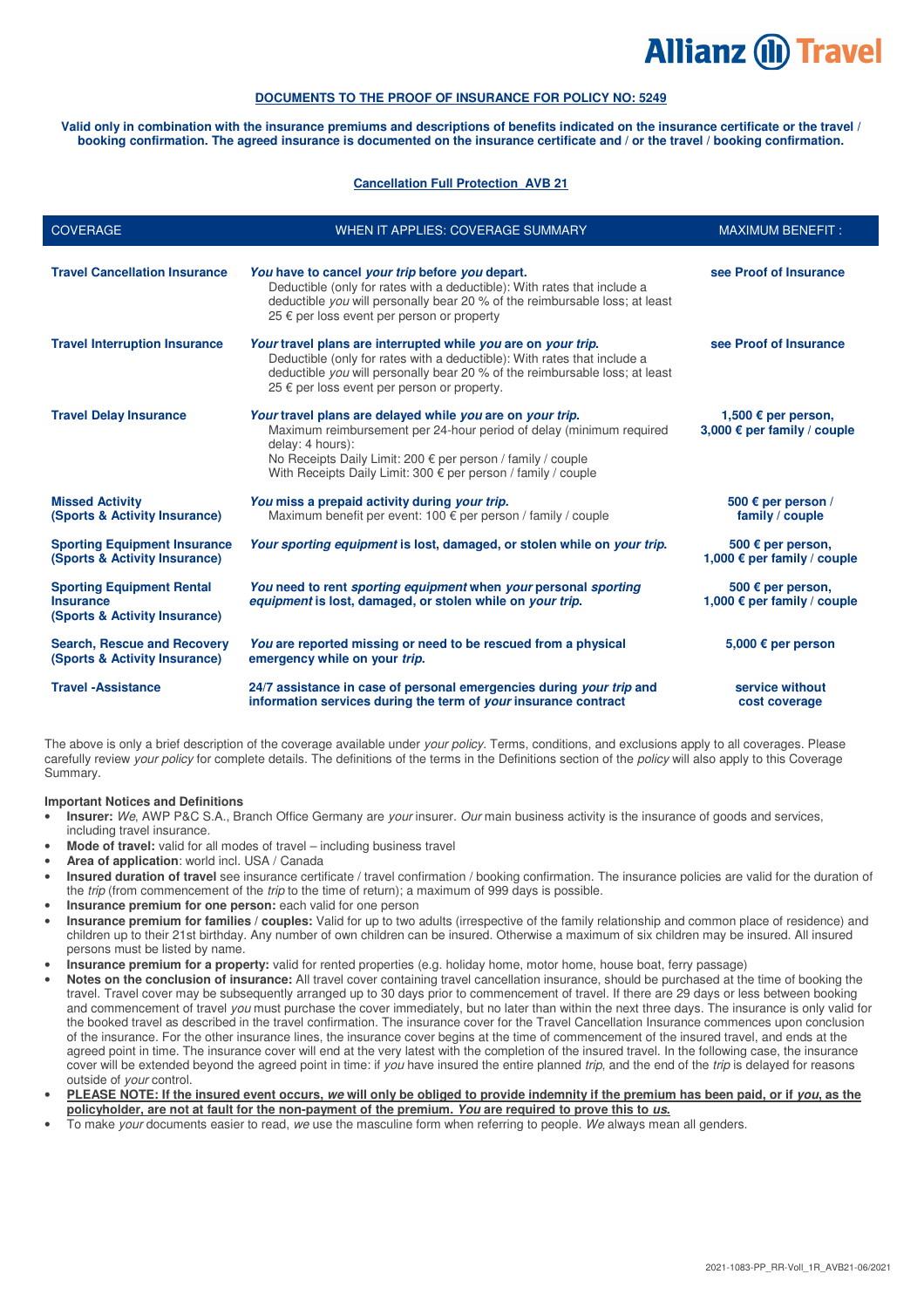**Allianz Travel**

**DOCUMENTS TO THE PROOF OF INSURANCE FOR POLICY NO: 5249**

**Valid only in combination with the insurance premiums and descriptions of benefits indicated on the insurance certificate or the travel / booking confirmation. The agreed insurance is documented on the insurance certificate and / or the travel / booking confirmation.**

**Cancellation Full Protection_AVB 21**

| COVERAGE | WHEN IT APPLIES: COVERAGE SUMMARY | MAXIMUM BENEFIT : |
|---|---|---|
| **Travel Cancellation Insurance** | ***You* have to cancel *your trip* before *you* depart.** Deductible (only for rates with a deductible): With rates that include a deductible *you* will personally bear 20 % of the reimbursable loss; at least 25 € per loss event per person or property | **see Proof of Insurance** |
| **Travel Interruption Insurance** | ***Your* travel plans are interrupted while *you* are on *your trip*.** Deductible (only for rates with a deductible): With rates that include a deductible *you* will personally bear 20 % of the reimbursable loss; at least 25 € per loss event per person or property. | **see Proof of Insurance** |
| **Travel Delay Insurance** | ***Your* travel plans are delayed while *you* are on *your trip*.** Maximum reimbursement per 24-hour period of delay (minimum required delay: 4 hours): No Receipts Daily Limit: 200 € per person / family / couple With Receipts Daily Limit: 300 € per person / family / couple | **1,500 € per person, 3,000 € per family / couple** |
| **Missed Activity (Sports & Activity Insurance)** | ***You* miss a prepaid activity during *your trip*.** Maximum benefit per event: 100 € per person / family / couple | **500 € per person / family / couple** |
| **Sporting Equipment Insurance (Sports & Activity Insurance)** | ***Your sporting equipment* is lost, damaged, or stolen while on *your trip*.** | **500 € per person, 1,000 € per family / couple** |
| **Sporting Equipment Rental Insurance (Sports & Activity Insurance)** | ***You* need to rent *sporting equipment* when *your* personal *sporting equipment* is lost, damaged, or stolen while on *your trip*.** | **500 € per person, 1,000 € per family / couple** |
| **Search, Rescue and Recovery (Sports & Activity Insurance)** | ***You* are reported missing or need to be rescued from a physical emergency while on your *trip*.** | **5,000 € per person** |
| **Travel -Assistance** | **24/7 assistance in case of personal emergencies during *your trip* and information services during the term of *your* insurance contract** | **service without cost coverage** |

The above is only a brief description of the coverage available under *your policy*. Terms, conditions, and exclusions apply to all coverages. Please carefully review *your policy* for complete details. The definitions of the terms in the Definitions section of the *policy* will also apply to this Coverage Summary.

**Important Notices and Definitions**

- **Insurer:** *We*, AWP P&C S.A., Branch Office Germany are *your* insurer. *Our* main business activity is the insurance of goods and services, including travel insurance.
- **Mode of travel:** valid for all modes of travel – including business travel
- **Area of application**: world incl. USA / Canada
- **Insured duration of travel** see insurance certificate / travel confirmation / booking confirmation. The insurance policies are valid for the duration of the *trip* (from commencement of the *trip* to the time of return); a maximum of 999 days is possible.
- **Insurance premium for one person:** each valid for one person
- **Insurance premium for families / couples:** Valid for up to two adults (irrespective of the family relationship and common place of residence) and children up to their 21st birthday. Any number of own children can be insured. Otherwise a maximum of six children may be insured. All insured persons must be listed by name.
- **Insurance premium for a property:** valid for rented properties (e.g. holiday home, motor home, house boat, ferry passage)
- **Notes on the conclusion of insurance:** All travel cover containing travel cancellation insurance, should be purchased at the time of booking the travel. Travel cover may be subsequently arranged up to 30 days prior to commencement of travel. If there are 29 days or less between booking and commencement of travel *you* must purchase the cover immediately, but no later than within the next three days. The insurance is only valid for the booked travel as described in the travel confirmation. The insurance cover for the Travel Cancellation Insurance commences upon conclusion of the insurance. For the other insurance lines, the insurance cover begins at the time of commencement of the insured travel, and ends at the agreed point in time. The insurance cover will end at the very latest with the completion of the insured travel. In the following case, the insurance cover will be extended beyond the agreed point in time: if *you* have insured the entire planned *trip*, and the end of the *trip* is delayed for reasons outside of *your* control.
- **PLEASE NOTE: If the insured event occurs, *we* will only be obliged to provide indemnity if the premium has been paid, or if *you*, as the policyholder, are not at fault for the non-payment of the premium. *You* are required to prove this to *us*.**
- To make *your* documents easier to read, *we* use the masculine form when referring to people. *We* always mean all genders.

2021-1083-PP_RR-Voll_1R_AVB21-06/2021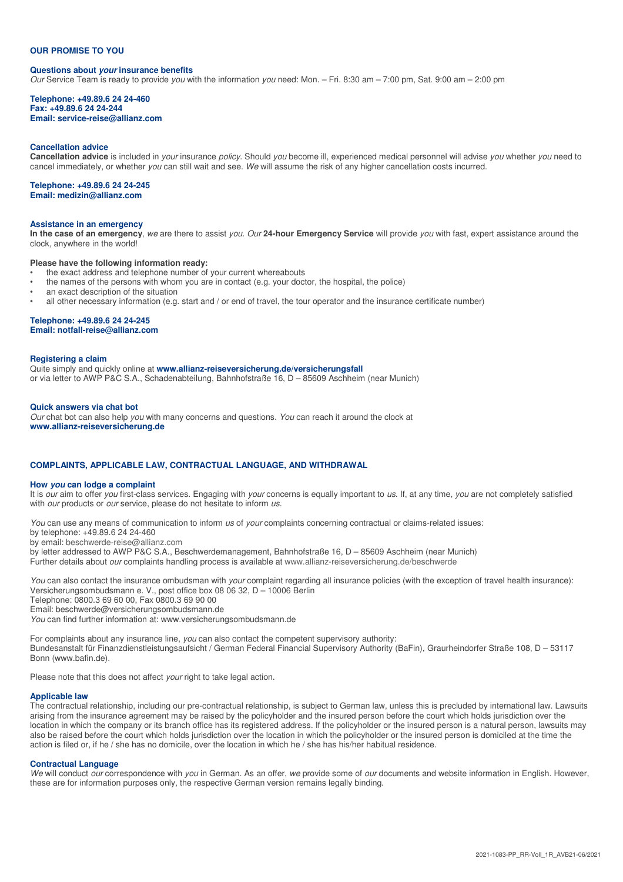## OUR PROMISE TO YOU

### Questions about *your* insurance benefits

*Our* Service Team is ready to provide *you* with the information *you* need: Mon. – Fri. 8:30 am – 7:00 pm, Sat. 9:00 am – 2:00 pm

**Telephone: +49.89.6 24 24-460**
**Fax: +49.89.6 24 24-244**
**Email: service-reise@allianz.com**

### Cancellation advice

**Cancellation advice** is included in *your* insurance *policy*. Should *you* become ill, experienced medical personnel will advise *you* whether *you* need to cancel immediately, or whether *you* can still wait and see. *We* will assume the risk of any higher cancellation costs incurred.

**Telephone: +49.89.6 24 24-245**
**Email: medizin@allianz.com**

### Assistance in an emergency

**In the case of an emergency**, *we* are there to assist *you*. *Our* **24-hour Emergency Service** will provide *you* with fast, expert assistance around the clock, anywhere in the world!

**Please have the following information ready:**

- the exact address and telephone number of your current whereabouts
- the names of the persons with whom you are in contact (e.g. your doctor, the hospital, the police)
- an exact description of the situation
- all other necessary information (e.g. start and / or end of travel, the tour operator and the insurance certificate number)

**Telephone: +49.89.6 24 24-245**
**Email: notfall-reise@allianz.com**

### Registering a claim

Quite simply and quickly online at **www.allianz-reiseversicherung.de/versicherungsfall**
or via letter to AWP P&C S.A., Schadenabteilung, Bahnhofstraße 16, D – 85609 Aschheim (near Munich)

### Quick answers via chat bot

*Our* chat bot can also help *you* with many concerns and questions. *You* can reach it around the clock at
**www.allianz-reiseversicherung.de**

## COMPLAINTS, APPLICABLE LAW, CONTRACTUAL LANGUAGE, AND WITHDRAWAL

### How *you* can lodge a complaint

It is *our* aim to offer *you* first-class services. Engaging with *your* concerns is equally important to *us*. If, at any time, *you* are not completely satisfied with *our* products or *our* service, please do not hesitate to inform *us*.

*You* can use any means of communication to inform *us* of *your* complaints concerning contractual or claims-related issues:
by telephone: +49.89.6 24 24-460
by email: beschwerde-reise@allianz.com
by letter addressed to AWP P&C S.A., Beschwerdemanagement, Bahnhofstraße 16, D – 85609 Aschheim (near Munich)
Further details about *our* complaints handling process is available at www.allianz-reiseversicherung.de/beschwerde

*You* can also contact the insurance ombudsman with *your* complaint regarding all insurance policies (with the exception of travel health insurance):
Versicherungsombudsmann e. V., post office box 08 06 32, D – 10006 Berlin
Telephone: 0800.3 69 60 00, Fax 0800.3 69 90 00
Email: beschwerde@versicherungsombudsmann.de
*You* can find further information at: www.versicherungsombudsmann.de

For complaints about any insurance line, *you* can also contact the competent supervisory authority:
Bundesanstalt für Finanzdienstleistungsaufsicht / German Federal Financial Supervisory Authority (BaFin), Graurheindorfer Straße 108, D – 53117 Bonn (www.bafin.de).

Please note that this does not affect *your* right to take legal action.

### Applicable law

The contractual relationship, including our pre-contractual relationship, is subject to German law, unless this is precluded by international law. Lawsuits arising from the insurance agreement may be raised by the policyholder and the insured person before the court which holds jurisdiction over the location in which the company or its branch office has its registered address. If the policyholder or the insured person is a natural person, lawsuits may also be raised before the court which holds jurisdiction over the location in which the policyholder or the insured person is domiciled at the time the action is filed or, if he / she has no domicile, over the location in which he / she has his/her habitual residence.

### Contractual Language

*We* will conduct *our* correspondence with *you* in German. As an offer, *we* provide some of *our* documents and website information in English. However, these are for information purposes only, the respective German version remains legally binding.

2021-1083-PP_RR-Voll_1R_AVB21-06/2021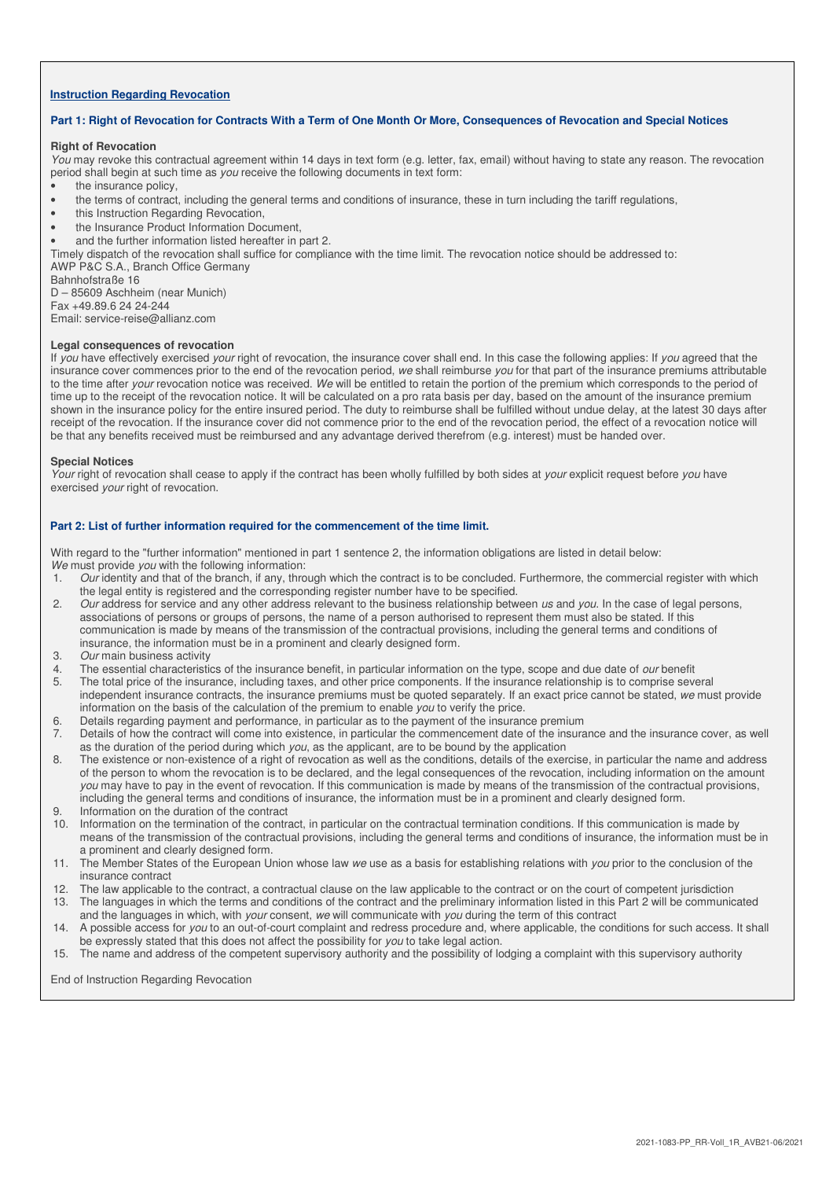## Instruction Regarding Revocation

### Part 1: Right of Revocation for Contracts With a Term of One Month Or More, Consequences of Revocation and Special Notices

**Right of Revocation**

*You* may revoke this contractual agreement within 14 days in text form (e.g. letter, fax, email) without having to state any reason. The revocation period shall begin at such time as *you* receive the following documents in text form:

- the insurance policy,
- the terms of contract, including the general terms and conditions of insurance, these in turn including the tariff regulations,
- this Instruction Regarding Revocation,
- the Insurance Product Information Document,
- and the further information listed hereafter in part 2.

Timely dispatch of the revocation shall suffice for compliance with the time limit. The revocation notice should be addressed to:
AWP P&C S.A., Branch Office Germany
Bahnhofstraße 16
D – 85609 Aschheim (near Munich)
Fax +49.89.6 24 24-244
Email: service-reise@allianz.com

**Legal consequences of revocation**

If *you* have effectively exercised *your* right of revocation, the insurance cover shall end. In this case the following applies: If *you* agreed that the insurance cover commences prior to the end of the revocation period, *we* shall reimburse *you* for that part of the insurance premiums attributable to the time after *your* revocation notice was received. *We* will be entitled to retain the portion of the premium which corresponds to the period of time up to the receipt of the revocation notice. It will be calculated on a pro rata basis per day, based on the amount of the insurance premium shown in the insurance policy for the entire insured period. The duty to reimburse shall be fulfilled without undue delay, at the latest 30 days after receipt of the revocation. If the insurance cover did not commence prior to the end of the revocation period, the effect of a revocation notice will be that any benefits received must be reimbursed and any advantage derived therefrom (e.g. interest) must be handed over.

**Special Notices**

*Your* right of revocation shall cease to apply if the contract has been wholly fulfilled by both sides at *your* explicit request before *you* have exercised *your* right of revocation.

### Part 2: List of further information required for the commencement of the time limit.

With regard to the "further information" mentioned in part 1 sentence 2, the information obligations are listed in detail below:
*We* must provide *you* with the following information:

1. *Our* identity and that of the branch, if any, through which the contract is to be concluded. Furthermore, the commercial register with which the legal entity is registered and the corresponding register number have to be specified.
2. *Our* address for service and any other address relevant to the business relationship between *us* and *you*. In the case of legal persons, associations of persons or groups of persons, the name of a person authorised to represent them must also be stated. If this communication is made by means of the transmission of the contractual provisions, including the general terms and conditions of insurance, the information must be in a prominent and clearly designed form.
3. *Our* main business activity
4. The essential characteristics of the insurance benefit, in particular information on the type, scope and due date of *our* benefit
5. The total price of the insurance, including taxes, and other price components. If the insurance relationship is to comprise several independent insurance contracts, the insurance premiums must be quoted separately. If an exact price cannot be stated, *we* must provide information on the basis of the calculation of the premium to enable *you* to verify the price.
6. Details regarding payment and performance, in particular as to the payment of the insurance premium
7. Details of how the contract will come into existence, in particular the commencement date of the insurance and the insurance cover, as well as the duration of the period during which *you*, as the applicant, are to be bound by the application
8. The existence or non-existence of a right of revocation as well as the conditions, details of the exercise, in particular the name and address of the person to whom the revocation is to be declared, and the legal consequences of the revocation, including information on the amount *you* may have to pay in the event of revocation. If this communication is made by means of the transmission of the contractual provisions, including the general terms and conditions of insurance, the information must be in a prominent and clearly designed form.
9. Information on the duration of the contract
10. Information on the termination of the contract, in particular on the contractual termination conditions. If this communication is made by means of the transmission of the contractual provisions, including the general terms and conditions of insurance, the information must be in a prominent and clearly designed form.
11. The Member States of the European Union whose law *we* use as a basis for establishing relations with *you* prior to the conclusion of the insurance contract
12. The law applicable to the contract, a contractual clause on the law applicable to the contract or on the court of competent jurisdiction
13. The languages in which the terms and conditions of the contract and the preliminary information listed in this Part 2 will be communicated and the languages in which, with *your* consent, *we* will communicate with *you* during the term of this contract
14. A possible access for *you* to an out-of-court complaint and redress procedure and, where applicable, the conditions for such access. It shall be expressly stated that this does not affect the possibility for *you* to take legal action.
15. The name and address of the competent supervisory authority and the possibility of lodging a complaint with this supervisory authority

End of Instruction Regarding Revocation

2021-1083-PP_RR-Voll_1R_AVB21-06/2021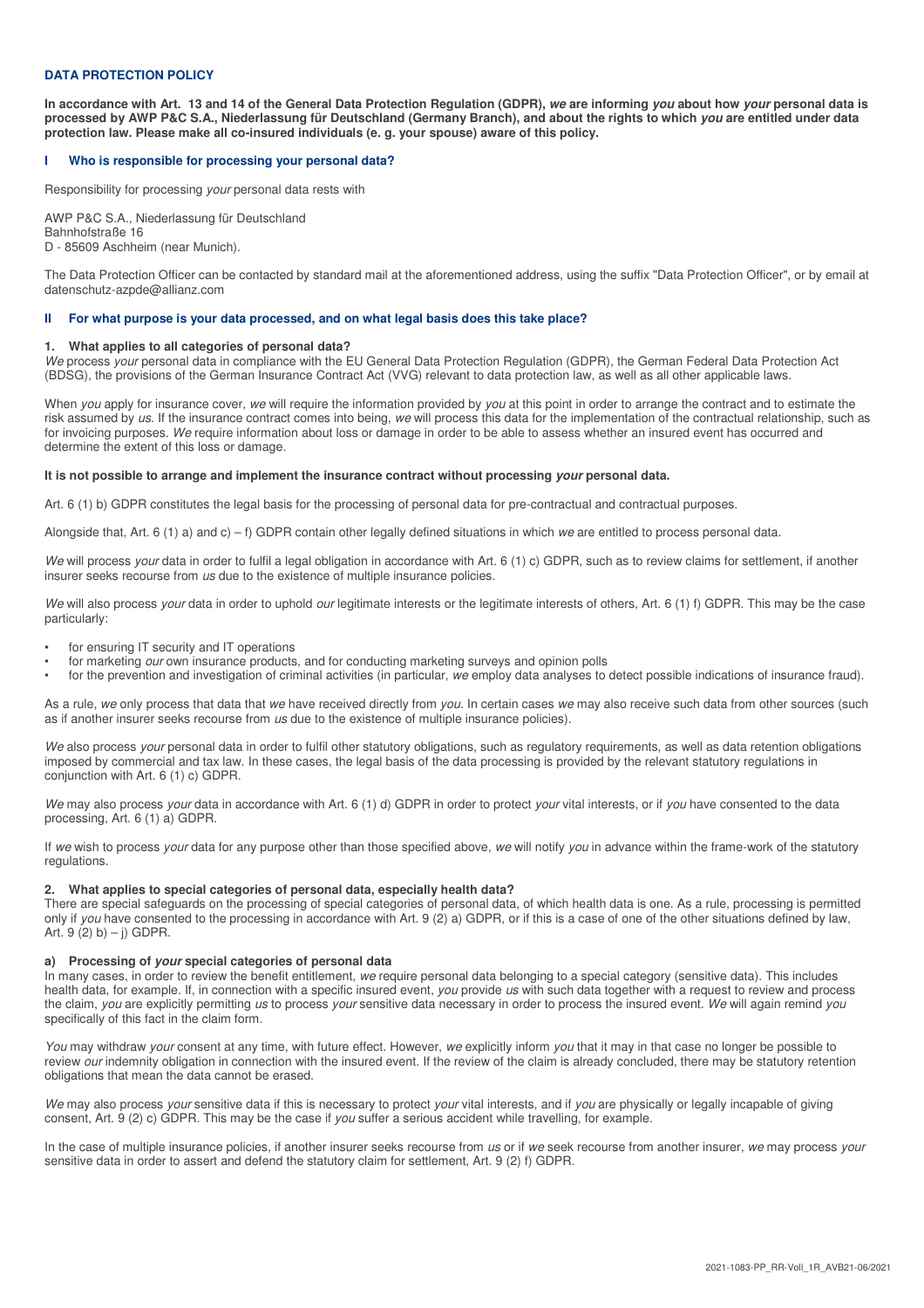## DATA PROTECTION POLICY

**In accordance with Art. 13 and 14 of the General Data Protection Regulation (GDPR), *we* are informing *you* about how *your* personal data is processed by AWP P&C S.A., Niederlassung für Deutschland (Germany Branch), and about the rights to which *you* are entitled under data protection law. Please make all co-insured individuals (e. g. your spouse) aware of this policy.**

### I Who is responsible for processing your personal data?

Responsibility for processing *your* personal data rests with

AWP P&C S.A., Niederlassung für Deutschland
Bahnhofstraße 16
D - 85609 Aschheim (near Munich).

The Data Protection Officer can be contacted by standard mail at the aforementioned address, using the suffix "Data Protection Officer", or by email at datenschutz-azpde@allianz.com

### II For what purpose is your data processed, and on what legal basis does this take place?

#### 1. What applies to all categories of personal data?

*We* process *your* personal data in compliance with the EU General Data Protection Regulation (GDPR), the German Federal Data Protection Act (BDSG), the provisions of the German Insurance Contract Act (VVG) relevant to data protection law, as well as all other applicable laws.

When *you* apply for insurance cover, *we* will require the information provided by *you* at this point in order to arrange the contract and to estimate the risk assumed by *us*. If the insurance contract comes into being, *we* will process this data for the implementation of the contractual relationship, such as for invoicing purposes. *We* require information about loss or damage in order to be able to assess whether an insured event has occurred and determine the extent of this loss or damage.

**It is not possible to arrange and implement the insurance contract without processing *your* personal data.**

Art. 6 (1) b) GDPR constitutes the legal basis for the processing of personal data for pre-contractual and contractual purposes.

Alongside that, Art. 6 (1) a) and c) – f) GDPR contain other legally defined situations in which *we* are entitled to process personal data.

*We* will process *your* data in order to fulfil a legal obligation in accordance with Art. 6 (1) c) GDPR, such as to review claims for settlement, if another insurer seeks recourse from *us* due to the existence of multiple insurance policies.

*We* will also process *your* data in order to uphold *our* legitimate interests or the legitimate interests of others, Art. 6 (1) f) GDPR. This may be the case particularly:

- for ensuring IT security and IT operations
- for marketing *our* own insurance products, and for conducting marketing surveys and opinion polls
- for the prevention and investigation of criminal activities (in particular, *we* employ data analyses to detect possible indications of insurance fraud).

As a rule, *we* only process that data that *we* have received directly from *you*. In certain cases *we* may also receive such data from other sources (such as if another insurer seeks recourse from *us* due to the existence of multiple insurance policies).

*We* also process *your* personal data in order to fulfil other statutory obligations, such as regulatory requirements, as well as data retention obligations imposed by commercial and tax law. In these cases, the legal basis of the data processing is provided by the relevant statutory regulations in conjunction with Art. 6 (1) c) GDPR.

*We* may also process *your* data in accordance with Art. 6 (1) d) GDPR in order to protect *your* vital interests, or if *you* have consented to the data processing, Art. 6 (1) a) GDPR.

If *we* wish to process *your* data for any purpose other than those specified above, *we* will notify *you* in advance within the frame-work of the statutory regulations.

#### 2. What applies to special categories of personal data, especially health data?

There are special safeguards on the processing of special categories of personal data, of which health data is one. As a rule, processing is permitted only if *you* have consented to the processing in accordance with Art. 9 (2) a) GDPR, or if this is a case of one of the other situations defined by law, Art. 9 (2) b) – j) GDPR.

##### a) Processing of *your* special categories of personal data

In many cases, in order to review the benefit entitlement, *we* require personal data belonging to a special category (sensitive data). This includes health data, for example. If, in connection with a specific insured event, *you* provide *us* with such data together with a request to review and process the claim, *you* are explicitly permitting *us* to process *your* sensitive data necessary in order to process the insured event. *We* will again remind *you* specifically of this fact in the claim form.

*You* may withdraw *your* consent at any time, with future effect. However, *we* explicitly inform *you* that it may in that case no longer be possible to review *our* indemnity obligation in connection with the insured event. If the review of the claim is already concluded, there may be statutory retention obligations that mean the data cannot be erased.

*We* may also process *your* sensitive data if this is necessary to protect *your* vital interests, and if *you* are physically or legally incapable of giving consent, Art. 9 (2) c) GDPR. This may be the case if *you* suffer a serious accident while travelling, for example.

In the case of multiple insurance policies, if another insurer seeks recourse from *us* or if *we* seek recourse from another insurer, *we* may process *your* sensitive data in order to assert and defend the statutory claim for settlement, Art. 9 (2) f) GDPR.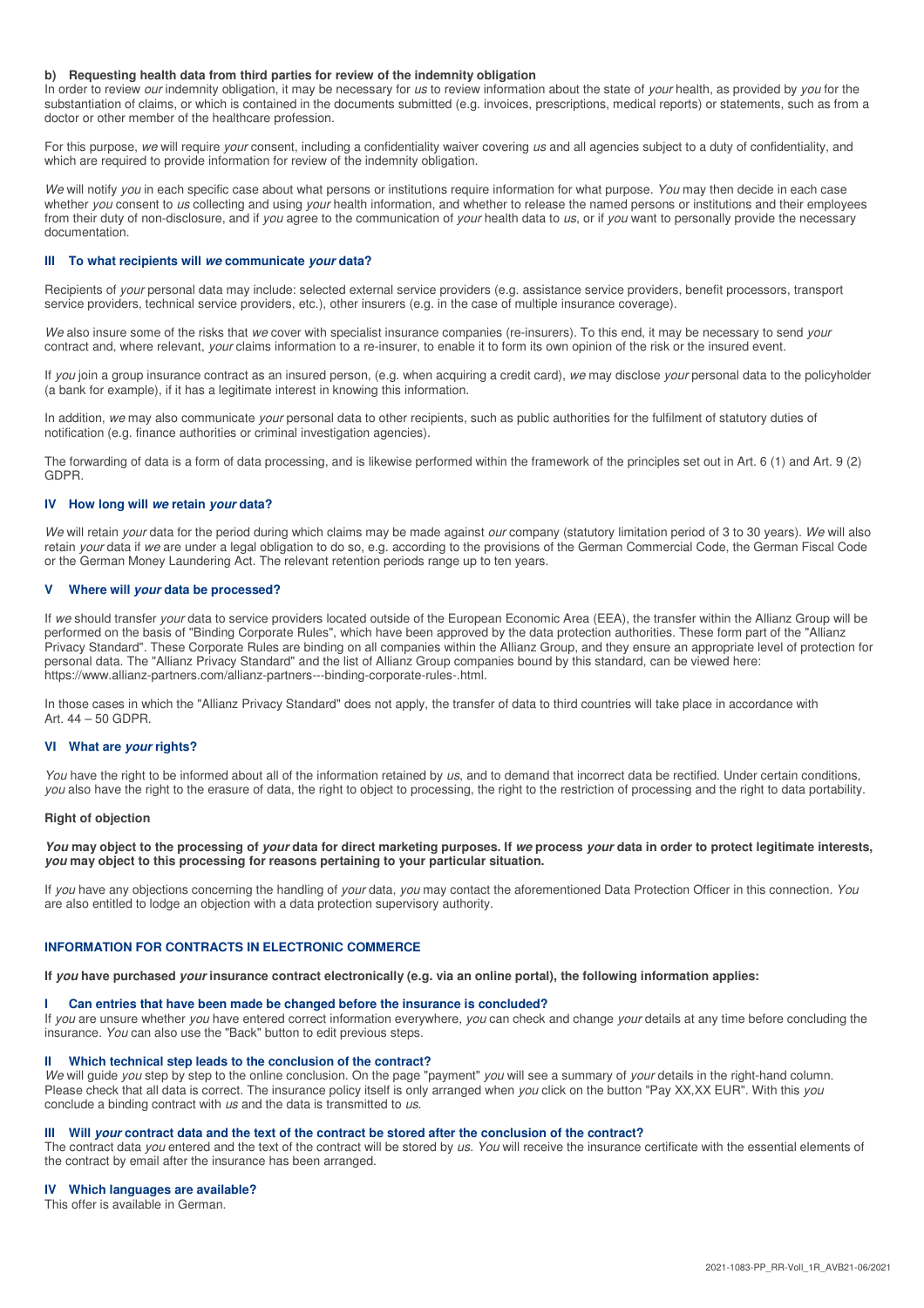#### b) Requesting health data from third parties for review of the indemnity obligation

In order to review *our* indemnity obligation, it may be necessary for *us* to review information about the state of *your* health, as provided by *you* for the substantiation of claims, or which is contained in the documents submitted (e.g. invoices, prescriptions, medical reports) or statements, such as from a doctor or other member of the healthcare profession.

For this purpose, *we* will require *your* consent, including a confidentiality waiver covering *us* and all agencies subject to a duty of confidentiality, and which are required to provide information for review of the indemnity obligation.

*We* will notify *you* in each specific case about what persons or institutions require information for what purpose. *You* may then decide in each case whether *you* consent to *us* collecting and using *your* health information, and whether to release the named persons or institutions and their employees from their duty of non-disclosure, and if *you* agree to the communication of *your* health data to *us*, or if *you* want to personally provide the necessary documentation.

### III To what recipients will *we* communicate *your* data?

Recipients of *your* personal data may include: selected external service providers (e.g. assistance service providers, benefit processors, transport service providers, technical service providers, etc.), other insurers (e.g. in the case of multiple insurance coverage).

*We* also insure some of the risks that *we* cover with specialist insurance companies (re-insurers). To this end, it may be necessary to send *your* contract and, where relevant, *your* claims information to a re-insurer, to enable it to form its own opinion of the risk or the insured event.

If *you* join a group insurance contract as an insured person, (e.g. when acquiring a credit card), *we* may disclose *your* personal data to the policyholder (a bank for example), if it has a legitimate interest in knowing this information.

In addition, *we* may also communicate *your* personal data to other recipients, such as public authorities for the fulfilment of statutory duties of notification (e.g. finance authorities or criminal investigation agencies).

The forwarding of data is a form of data processing, and is likewise performed within the framework of the principles set out in Art. 6 (1) and Art. 9 (2) GDPR.

### IV How long will *we* retain *your* data?

*We* will retain *your* data for the period during which claims may be made against *our* company (statutory limitation period of 3 to 30 years). *We* will also retain *your* data if *we* are under a legal obligation to do so, e.g. according to the provisions of the German Commercial Code, the German Fiscal Code or the German Money Laundering Act. The relevant retention periods range up to ten years.

### V Where will *your* data be processed?

If *we* should transfer *your* data to service providers located outside of the European Economic Area (EEA), the transfer within the Allianz Group will be performed on the basis of "Binding Corporate Rules", which have been approved by the data protection authorities. These form part of the "Allianz Privacy Standard". These Corporate Rules are binding on all companies within the Allianz Group, and they ensure an appropriate level of protection for personal data. The "Allianz Privacy Standard" and the list of Allianz Group companies bound by this standard, can be viewed here: https://www.allianz-partners.com/allianz-partners---binding-corporate-rules-.html.

In those cases in which the "Allianz Privacy Standard" does not apply, the transfer of data to third countries will take place in accordance with Art. 44 – 50 GDPR.

### VI What are *your* rights?

*You* have the right to be informed about all of the information retained by *us*, and to demand that incorrect data be rectified. Under certain conditions, *you* also have the right to the erasure of data, the right to object to processing, the right to the restriction of processing and the right to data portability.

**Right of objection**

***You*** **may object to the processing of** ***your*** **data for direct marketing purposes. If** ***we*** **process** ***your*** **data in order to protect legitimate interests,** ***you*** **may object to this processing for reasons pertaining to your particular situation.**

If *you* have any objections concerning the handling of *your* data, *you* may contact the aforementioned Data Protection Officer in this connection. *You* are also entitled to lodge an objection with a data protection supervisory authority.

## INFORMATION FOR CONTRACTS IN ELECTRONIC COMMERCE

**If** ***you*** **have purchased** ***your*** **insurance contract electronically (e.g. via an online portal), the following information applies:**

### I Can entries that have been made be changed before the insurance is concluded?

If *you* are unsure whether *you* have entered correct information everywhere, *you* can check and change *your* details at any time before concluding the insurance. *You* can also use the "Back" button to edit previous steps.

### II Which technical step leads to the conclusion of the contract?

*We* will guide *you* step by step to the online conclusion. On the page "payment" *you* will see a summary of *your* details in the right-hand column. Please check that all data is correct. The insurance policy itself is only arranged when *you* click on the button "Pay XX,XX EUR". With this *you* conclude a binding contract with *us* and the data is transmitted to *us*.

### III Will *your* contract data and the text of the contract be stored after the conclusion of the contract?

The contract data *you* entered and the text of the contract will be stored by *us*. *You* will receive the insurance certificate with the essential elements of the contract by email after the insurance has been arranged.

### IV Which languages are available?

This offer is available in German.

2021-1083-PP_RR-Voll_1R_AVB21-06/2021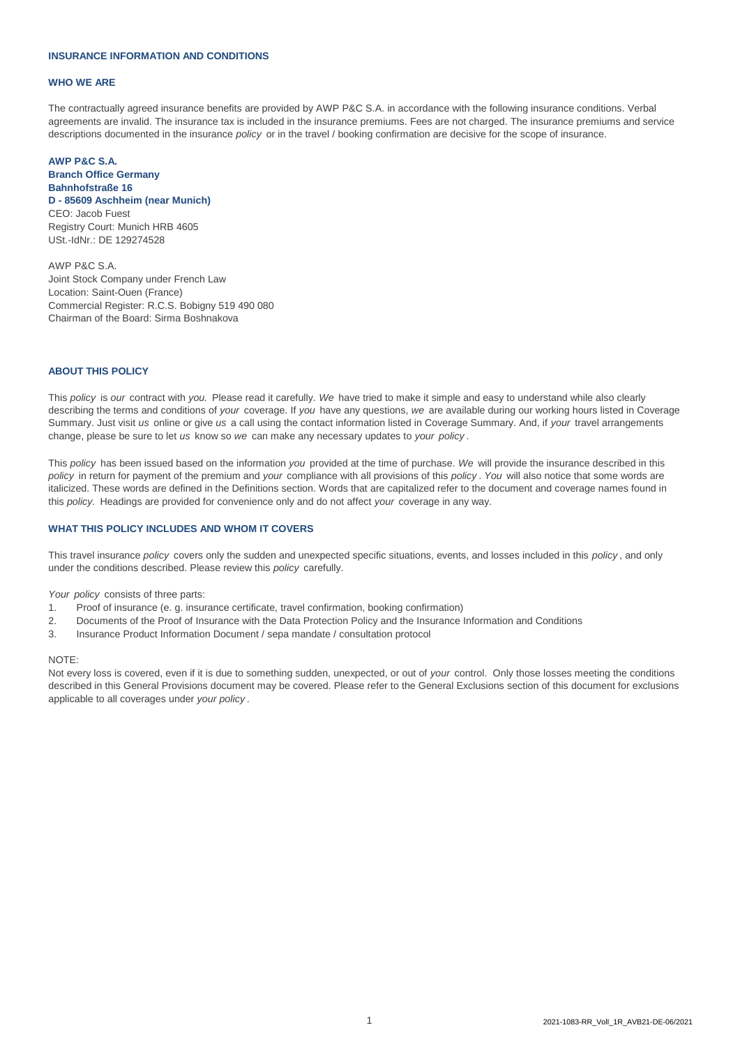## INSURANCE INFORMATION AND CONDITIONS

### WHO WE ARE

The contractually agreed insurance benefits are provided by AWP P&C S.A. in accordance with the following insurance conditions. Verbal agreements are invalid. The insurance tax is included in the insurance premiums. Fees are not charged. The insurance premiums and service descriptions documented in the insurance *policy* or in the travel / booking confirmation are decisive for the scope of insurance.

**AWP P&C S.A.**
**Branch Office Germany**
**Bahnhofstraße 16**
**D - 85609 Aschheim (near Munich)**
CEO: Jacob Fuest
Registry Court: Munich HRB 4605
USt.-IdNr.: DE 129274528

AWP P&C S.A.
Joint Stock Company under French Law
Location: Saint-Ouen (France)
Commercial Register: R.C.S. Bobigny 519 490 080
Chairman of the Board: Sirma Boshnakova

### ABOUT THIS POLICY

This *policy* is *our* contract with *you.* Please read it carefully. *We* have tried to make it simple and easy to understand while also clearly describing the terms and conditions of *your* coverage. If *you* have any questions, *we* are available during our working hours listed in Coverage Summary. Just visit *us* online or give *us* a call using the contact information listed in Coverage Summary. And, if *your* travel arrangements change, please be sure to let *us* know so *we* can make any necessary updates to *your policy* .

This *policy* has been issued based on the information *you* provided at the time of purchase. *We* will provide the insurance described in this *policy* in return for payment of the premium and *your* compliance with all provisions of this *policy* . *You* will also notice that some words are italicized. These words are defined in the Definitions section. Words that are capitalized refer to the document and coverage names found in this *policy.* Headings are provided for convenience only and do not affect *your* coverage in any way.

### WHAT THIS POLICY INCLUDES AND WHOM IT COVERS

This travel insurance *policy* covers only the sudden and unexpected specific situations, events, and losses included in this *policy* , and only under the conditions described. Please review this *policy* carefully.

*Your policy* consists of three parts:

1. Proof of insurance (e. g. insurance certificate, travel confirmation, booking confirmation)
2. Documents of the Proof of Insurance with the Data Protection Policy and the Insurance Information and Conditions
3. Insurance Product Information Document / sepa mandate / consultation protocol

NOTE:
Not every loss is covered, even if it is due to something sudden, unexpected, or out of *your* control. Only those losses meeting the conditions described in this General Provisions document may be covered. Please refer to the General Exclusions section of this document for exclusions applicable to all coverages under *your policy* .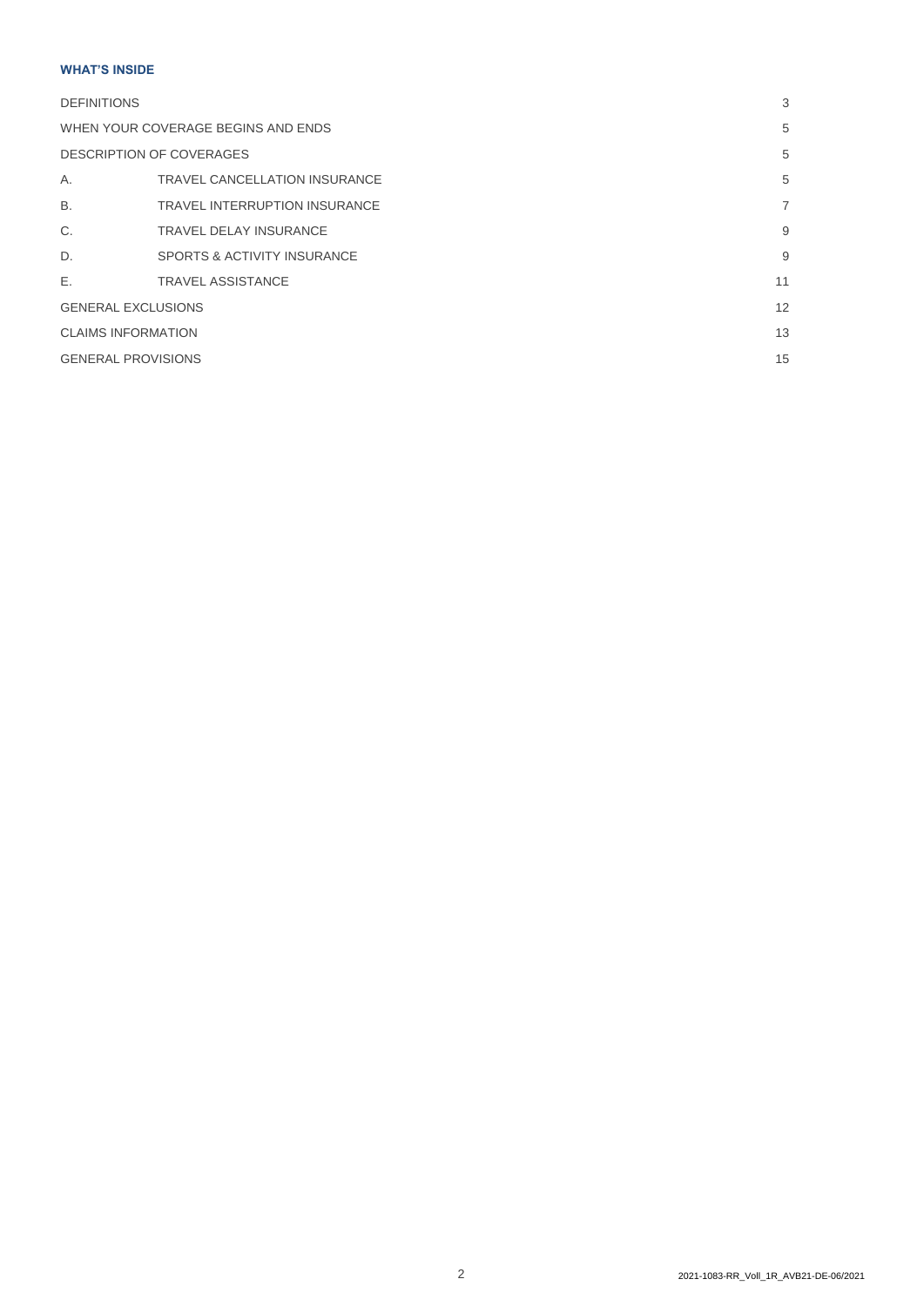**WHAT'S INSIDE**

| | | |
|---|---|---|
| DEFINITIONS | | 3 |
| WHEN YOUR COVERAGE BEGINS AND ENDS | | 5 |
| DESCRIPTION OF COVERAGES | | 5 |
| A. | TRAVEL CANCELLATION INSURANCE | 5 |
| B. | TRAVEL INTERRUPTION INSURANCE | 7 |
| C. | TRAVEL DELAY INSURANCE | 9 |
| D. | SPORTS & ACTIVITY INSURANCE | 9 |
| E. | TRAVEL ASSISTANCE | 11 |
| GENERAL EXCLUSIONS | | 12 |
| CLAIMS INFORMATION | | 13 |
| GENERAL PROVISIONS | | 15 |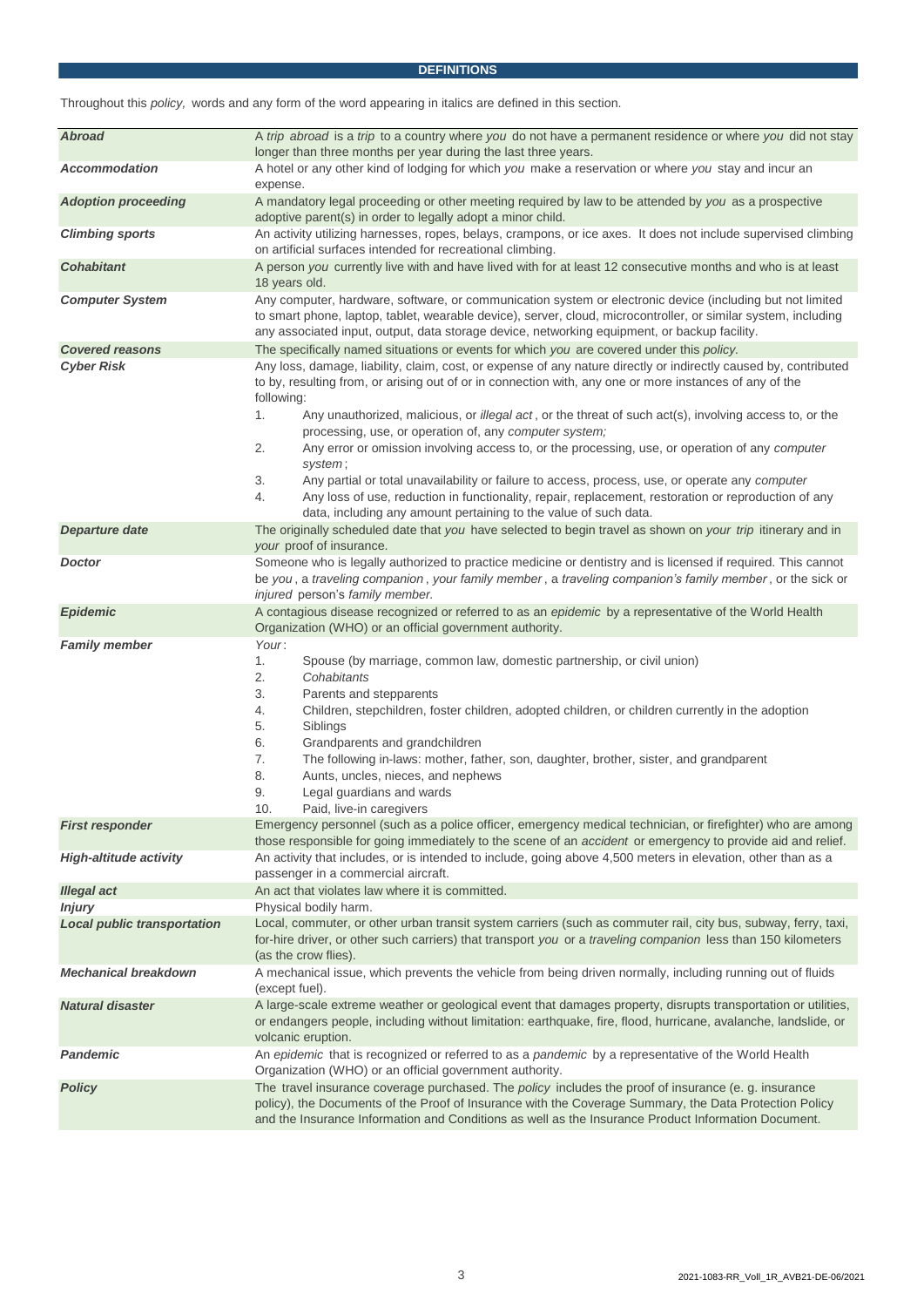## DEFINITIONS

Throughout this *policy,* words and any form of the word appearing in italics are defined in this section.

| Term | Definition |
|---|---|
| ***Abroad*** | A *trip abroad* is a *trip* to a country where *you* do not have a permanent residence or where *you* did not stay longer than three months per year during the last three years. |
| ***Accommodation*** | A hotel or any other kind of lodging for which *you* make a reservation or where *you* stay and incur an expense. |
| ***Adoption proceeding*** | A mandatory legal proceeding or other meeting required by law to be attended by *you* as a prospective adoptive parent(s) in order to legally adopt a minor child. |
| ***Climbing sports*** | An activity utilizing harnesses, ropes, belays, crampons, or ice axes. It does not include supervised climbing on artificial surfaces intended for recreational climbing. |
| ***Cohabitant*** | A person *you* currently live with and have lived with for at least 12 consecutive months and who is at least 18 years old. |
| ***Computer System*** | Any computer, hardware, software, or communication system or electronic device (including but not limited to smart phone, laptop, tablet, wearable device), server, cloud, microcontroller, or similar system, including any associated input, output, data storage device, networking equipment, or backup facility. |
| ***Covered reasons*** | The specifically named situations or events for which *you* are covered under this *policy.* |
| ***Cyber Risk*** | Any loss, damage, liability, claim, cost, or expense of any nature directly or indirectly caused by, contributed to by, resulting from, or arising out of or in connection with, any one or more instances of any of the following:<br>1. Any unauthorized, malicious, or *illegal act*, or the threat of such act(s), involving access to, or the processing, use, or operation of, any *computer system;*<br>2. Any error or omission involving access to, or the processing, use, or operation of any *computer system*;<br>3. Any partial or total unavailability or failure to access, process, use, or operate any *computer*<br>4. Any loss of use, reduction in functionality, repair, replacement, restoration or reproduction of any data, including any amount pertaining to the value of such data. |
| ***Departure date*** | The originally scheduled date that *you* have selected to begin travel as shown on *your trip* itinerary and in *your* proof of insurance. |
| ***Doctor*** | Someone who is legally authorized to practice medicine or dentistry and is licensed if required. This cannot be *you*, a *traveling companion*, *your family member*, a *traveling companion's family member*, or the sick or *injured* person's *family member.* |
| ***Epidemic*** | A contagious disease recognized or referred to as an *epidemic* by a representative of the World Health Organization (WHO) or an official government authority. |
| ***Family member*** | *Your*:<br>1. Spouse (by marriage, common law, domestic partnership, or civil union)<br>2. *Cohabitants*<br>3. Parents and stepparents<br>4. Children, stepchildren, foster children, adopted children, or children currently in the adoption<br>5. Siblings<br>6. Grandparents and grandchildren<br>7. The following in-laws: mother, father, son, daughter, brother, sister, and grandparent<br>8. Aunts, uncles, nieces, and nephews<br>9. Legal guardians and wards<br>10. Paid, live-in caregivers |
| ***First responder*** | Emergency personnel (such as a police officer, emergency medical technician, or firefighter) who are among those responsible for going immediately to the scene of an *accident* or emergency to provide aid and relief. |
| ***High-altitude activity*** | An activity that includes, or is intended to include, going above 4,500 meters in elevation, other than as a passenger in a commercial aircraft. |
| ***Illegal act*** | An act that violates law where it is committed. |
| ***Injury*** | Physical bodily harm. |
| ***Local public transportation*** | Local, commuter, or other urban transit system carriers (such as commuter rail, city bus, subway, ferry, taxi, for-hire driver, or other such carriers) that transport *you* or a *traveling companion* less than 150 kilometers (as the crow flies). |
| ***Mechanical breakdown*** | A mechanical issue, which prevents the vehicle from being driven normally, including running out of fluids (except fuel). |
| ***Natural disaster*** | A large-scale extreme weather or geological event that damages property, disrupts transportation or utilities, or endangers people, including without limitation: earthquake, fire, flood, hurricane, avalanche, landslide, or volcanic eruption. |
| ***Pandemic*** | An *epidemic* that is recognized or referred to as a *pandemic* by a representative of the World Health Organization (WHO) or an official government authority. |
| ***Policy*** | The travel insurance coverage purchased. The *policy* includes the proof of insurance (e. g. insurance policy), the Documents of the Proof of Insurance with the Coverage Summary, the Data Protection Policy and the Insurance Information and Conditions as well as the Insurance Product Information Document. |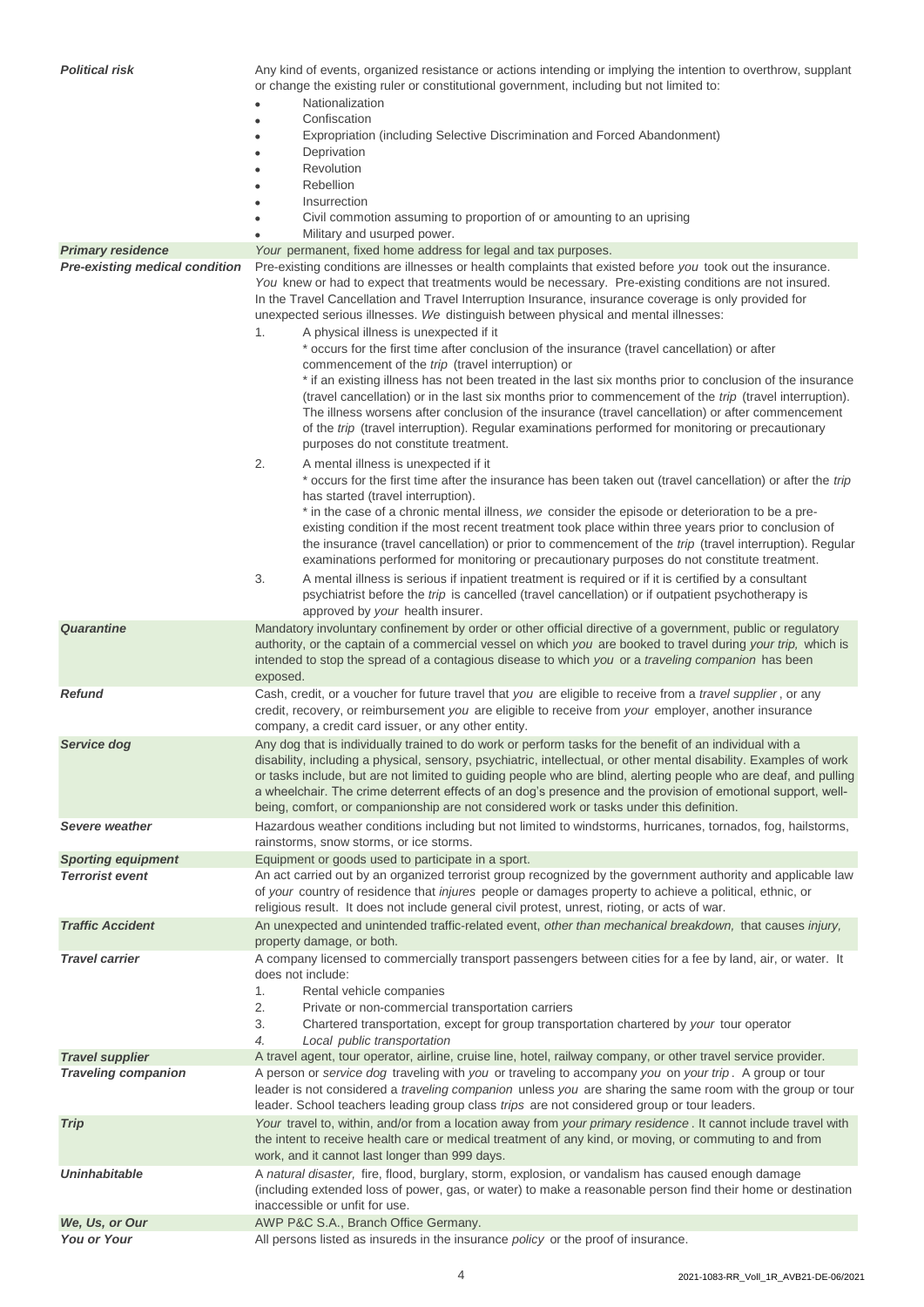| | |
|---|---|
| ***Political risk*** | Any kind of events, organized resistance or actions intending or implying the intention to overthrow, supplant or change the existing ruler or constitutional government, including but not limited to:<br>• Nationalization<br>• Confiscation<br>• Expropriation (including Selective Discrimination and Forced Abandonment)<br>• Deprivation<br>• Revolution<br>• Rebellion<br>• Insurrection<br>• Civil commotion assuming to proportion of or amounting to an uprising<br>• Military and usurped power. |
| ***Primary residence*** | *Your* permanent, fixed home address for legal and tax purposes. |
| ***Pre-existing medical condition*** | Pre-existing conditions are illnesses or health complaints that existed before *you* took out the insurance. *You* knew or had to expect that treatments would be necessary. Pre-existing conditions are not insured. In the Travel Cancellation and Travel Interruption Insurance, insurance coverage is only provided for unexpected serious illnesses. *We* distinguish between physical and mental illnesses:<br>1. A physical illness is unexpected if it<br>* occurs for the first time after conclusion of the insurance (travel cancellation) or after commencement of the *trip* (travel interruption) or<br>* if an existing illness has not been treated in the last six months prior to conclusion of the insurance (travel cancellation) or in the last six months prior to commencement of the *trip* (travel interruption). The illness worsens after conclusion of the insurance (travel cancellation) or after commencement of the *trip* (travel interruption). Regular examinations performed for monitoring or precautionary purposes do not constitute treatment.<br>2. A mental illness is unexpected if it<br>* occurs for the first time after the insurance has been taken out (travel cancellation) or after the *trip* has started (travel interruption).<br>* in the case of a chronic mental illness, *we* consider the episode or deterioration to be a pre-existing condition if the most recent treatment took place within three years prior to conclusion of the insurance (travel cancellation) or prior to commencement of the *trip* (travel interruption). Regular examinations performed for monitoring or precautionary purposes do not constitute treatment.<br>3. A mental illness is serious if inpatient treatment is required or if it is certified by a consultant psychiatrist before the *trip* is cancelled (travel cancellation) or if outpatient psychotherapy is approved by *your* health insurer. |
| ***Quarantine*** | Mandatory involuntary confinement by order or other official directive of a government, public or regulatory authority, or the captain of a commercial vessel on which *you* are booked to travel during *your trip,* which is intended to stop the spread of a contagious disease to which *you* or a *traveling companion* has been exposed. |
| ***Refund*** | Cash, credit, or a voucher for future travel that *you* are eligible to receive from a *travel supplier* , or any credit, recovery, or reimbursement *you* are eligible to receive from *your* employer, another insurance company, a credit card issuer, or any other entity. |
| ***Service dog*** | Any dog that is individually trained to do work or perform tasks for the benefit of an individual with a disability, including a physical, sensory, psychiatric, intellectual, or other mental disability. Examples of work or tasks include, but are not limited to guiding people who are blind, alerting people who are deaf, and pulling a wheelchair. The crime deterrent effects of an dog's presence and the provision of emotional support, well-being, comfort, or companionship are not considered work or tasks under this definition. |
| ***Severe weather*** | Hazardous weather conditions including but not limited to windstorms, hurricanes, tornados, fog, hailstorms, rainstorms, snow storms, or ice storms. |
| ***Sporting equipment*** | Equipment or goods used to participate in a sport. |
| ***Terrorist event*** | An act carried out by an organized terrorist group recognized by the government authority and applicable law of *your* country of residence that *injures* people or damages property to achieve a political, ethnic, or religious result. It does not include general civil protest, unrest, rioting, or acts of war. |
| ***Traffic Accident*** | An unexpected and unintended traffic-related event, *other than mechanical breakdown,* that causes *injury,* property damage, or both. |
| ***Travel carrier*** | A company licensed to commercially transport passengers between cities for a fee by land, air, or water. It does not include:<br>1. Rental vehicle companies<br>2. Private or non-commercial transportation carriers<br>3. Chartered transportation, except for group transportation chartered by *your* tour operator<br>*4. Local public transportation* |
| ***Travel supplier*** | A travel agent, tour operator, airline, cruise line, hotel, railway company, or other travel service provider. |
| ***Traveling companion*** | A person or *service dog* traveling with *you* or traveling to accompany *you* on *your trip* . A group or tour leader is not considered a *traveling companion* unless *you* are sharing the same room with the group or tour leader. School teachers leading group class *trips* are not considered group or tour leaders. |
| ***Trip*** | *Your* travel to, within, and/or from a location away from *your primary residence* . It cannot include travel with the intent to receive health care or medical treatment of any kind, or moving, or commuting to and from work, and it cannot last longer than 999 days. |
| ***Uninhabitable*** | A *natural disaster,* fire, flood, burglary, storm, explosion, or vandalism has caused enough damage (including extended loss of power, gas, or water) to make a reasonable person find their home or destination inaccessible or unfit for use. |
| ***We, Us, or Our*** | AWP P&C S.A., Branch Office Germany. |
| ***You or Your*** | All persons listed as insureds in the insurance *policy* or the proof of insurance. |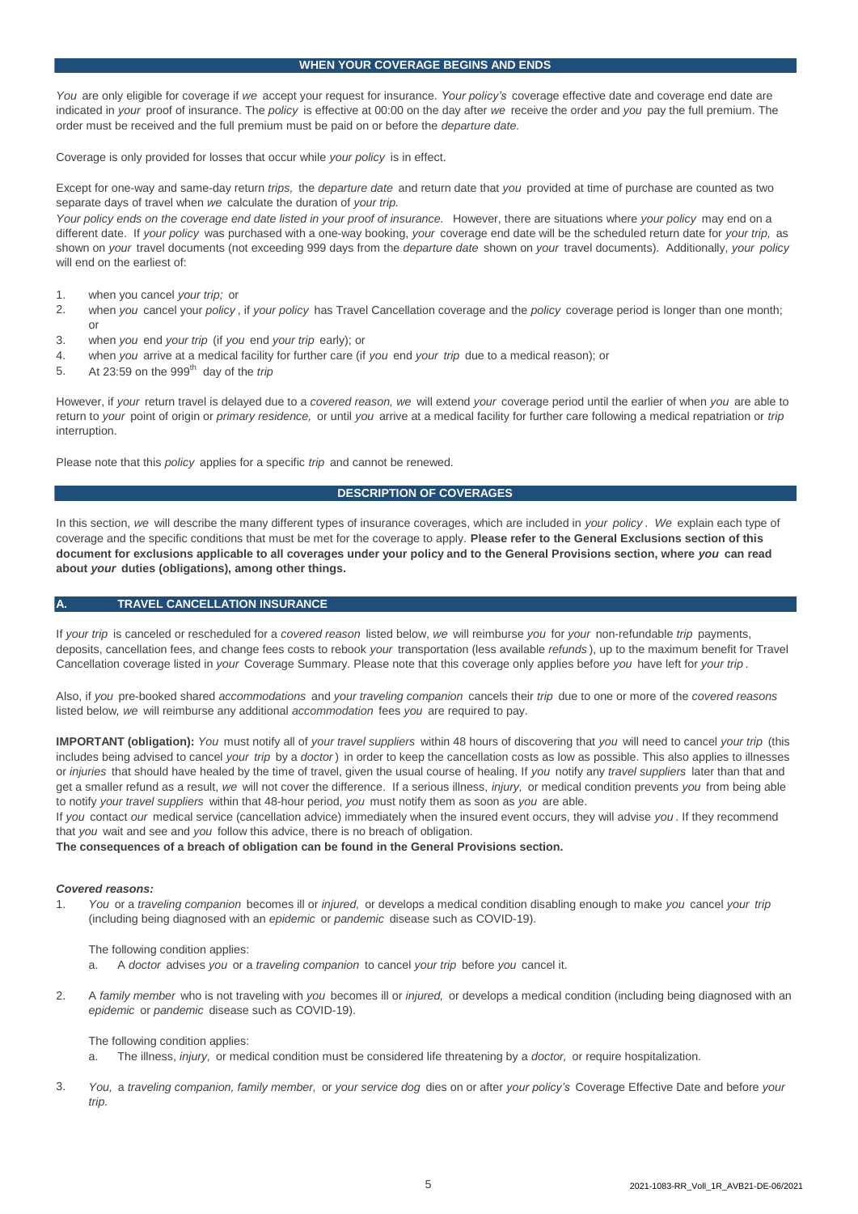## WHEN YOUR COVERAGE BEGINS AND ENDS

*You* are only eligible for coverage if *we* accept your request for insurance. *Your policy's* coverage effective date and coverage end date are indicated in *your* proof of insurance. The *policy* is effective at 00:00 on the day after *we* receive the order and *you* pay the full premium. The order must be received and the full premium must be paid on or before the *departure date.*

Coverage is only provided for losses that occur while *your policy* is in effect.

Except for one-way and same-day return *trips,* the *departure date* and return date that *you* provided at time of purchase are counted as two separate days of travel when *we* calculate the duration of *your trip.*

*Your policy ends on the coverage end date listed in your proof of insurance.* However, there are situations where *your policy* may end on a different date. If *your policy* was purchased with a one-way booking, *your* coverage end date will be the scheduled return date for *your trip,* as shown on *your* travel documents (not exceeding 999 days from the *departure date* shown on *your* travel documents). Additionally, *your policy* will end on the earliest of:

1. when you cancel *your trip;* or
2. when *you* cancel your *policy*, if *your policy* has Travel Cancellation coverage and the *policy* coverage period is longer than one month; or
3. when *you* end *your trip* (if *you* end *your trip* early); or
4. when *you* arrive at a medical facility for further care (if *you* end *your trip* due to a medical reason); or
5. At 23:59 on the 999th day of the *trip*

However, if *your* return travel is delayed due to a *covered reason, we* will extend *your* coverage period until the earlier of when *you* are able to return to *your* point of origin or *primary residence,* or until *you* arrive at a medical facility for further care following a medical repatriation or *trip* interruption.

Please note that this *policy* applies for a specific *trip* and cannot be renewed.

## DESCRIPTION OF COVERAGES

In this section, *we* will describe the many different types of insurance coverages, which are included in *your policy*. *We* explain each type of coverage and the specific conditions that must be met for the coverage to apply. **Please refer to the General Exclusions section of this document for exclusions applicable to all coverages under your policy and to the General Provisions section, where *you* can read about *your* duties (obligations), among other things.**

### A. TRAVEL CANCELLATION INSURANCE

If *your trip* is canceled or rescheduled for a *covered reason* listed below, *we* will reimburse *you* for *your* non-refundable *trip* payments, deposits, cancellation fees, and change fees costs to rebook *your* transportation (less available *refunds*), up to the maximum benefit for Travel Cancellation coverage listed in *your* Coverage Summary. Please note that this coverage only applies before *you* have left for *your trip*.

Also, if *you* pre-booked shared *accommodations* and *your traveling companion* cancels their *trip* due to one or more of the *covered reasons* listed below*, we* will reimburse any additional *accommodation* fees *you* are required to pay.

**IMPORTANT (obligation):** *You* must notify all of *your travel suppliers* within 48 hours of discovering that *you* will need to cancel *your trip* (this includes being advised to cancel *your trip* by a *doctor*) in order to keep the cancellation costs as low as possible. This also applies to illnesses or *injuries* that should have healed by the time of travel, given the usual course of healing. If *you* notify any *travel suppliers* later than that and get a smaller refund as a result, *we* will not cover the difference. If a serious illness, *injury,* or medical condition prevents *you* from being able to notify *your travel suppliers* within that 48-hour period, *you* must notify them as soon as *you* are able.

If *you* contact *our* medical service (cancellation advice) immediately when the insured event occurs, they will advise *you*. If they recommend that *you* wait and see and *you* follow this advice, there is no breach of obligation.

**The consequences of a breach of obligation can be found in the General Provisions section.**

***Covered reasons:***

1. *You* or a *traveling companion* becomes ill or *injured,* or develops a medical condition disabling enough to make *you* cancel *your trip* (including being diagnosed with an *epidemic* or *pandemic* disease such as COVID-19).

   The following condition applies:

   a. A *doctor* advises *you* or a *traveling companion* to cancel *your trip* before *you* cancel it.

2. A *family member* who is not traveling with *you* becomes ill or *injured,* or develops a medical condition (including being diagnosed with an *epidemic* or *pandemic* disease such as COVID-19).

   The following condition applies:

   a. The illness, *injury,* or medical condition must be considered life threatening by a *doctor,* or require hospitalization.

3. *You,* a *traveling companion, family member,* or *your service dog* dies on or after *your policy's* Coverage Effective Date and before *your trip.*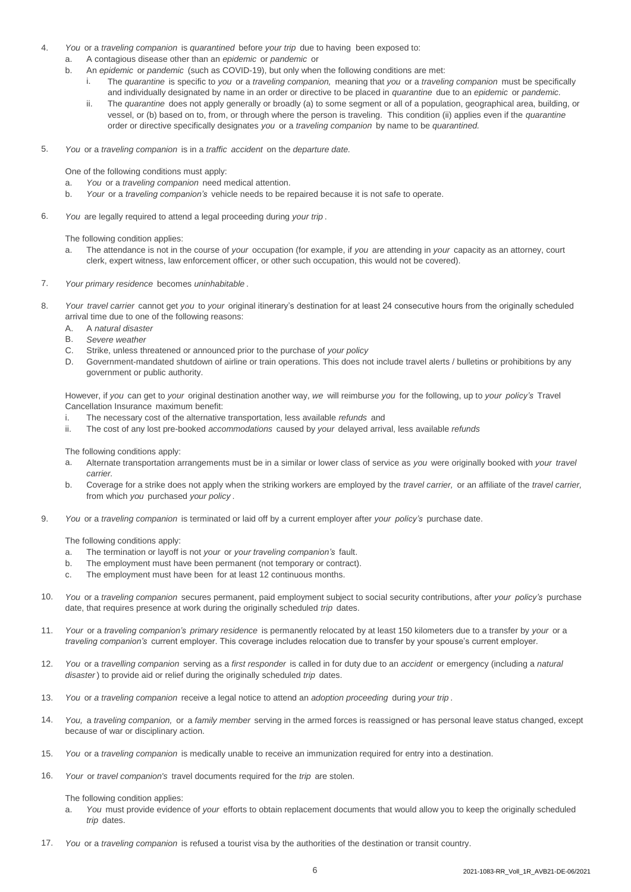4. *You* or a *traveling companion* is *quarantined* before *your trip* due to having been exposed to:
   a. A contagious disease other than an *epidemic* or *pandemic* or
   b. An *epidemic* or *pandemic* (such as COVID-19), but only when the following conditions are met:
      i. The *quarantine* is specific to *you* or a *traveling companion,* meaning that *you* or a *traveling companion* must be specifically and individually designated by name in an order or directive to be placed in *quarantine* due to an *epidemic* or *pandemic.*
      ii. The *quarantine* does not apply generally or broadly (a) to some segment or all of a population, geographical area, building, or vessel, or (b) based on to, from, or through where the person is traveling. This condition (ii) applies even if the *quarantine* order or directive specifically designates *you* or a *traveling companion* by name to be *quarantined.*

5. *You* or a *traveling companion* is in a *traffic accident* on the *departure date.*

   One of the following conditions must apply:
   a. *You* or a *traveling companion* need medical attention.
   b. *Your* or a *traveling companion's* vehicle needs to be repaired because it is not safe to operate.

6. *You* are legally required to attend a legal proceeding during *your trip* .

   The following condition applies:
   a. The attendance is not in the course of *your* occupation (for example, if *you* are attending in *your* capacity as an attorney, court clerk, expert witness, law enforcement officer, or other such occupation, this would not be covered).

7. *Your primary residence* becomes *uninhabitable* .

8. *Your travel carrier* cannot get *you* to *your* original itinerary's destination for at least 24 consecutive hours from the originally scheduled arrival time due to one of the following reasons:
   A. A *natural disaster*
   B. *Severe weather*
   C. Strike, unless threatened or announced prior to the purchase of *your policy*
   D. Government-mandated shutdown of airline or train operations. This does not include travel alerts / bulletins or prohibitions by any government or public authority.

   However, if *you* can get to *your* original destination another way, *we* will reimburse *you* for the following, up to *your policy's* Travel Cancellation Insurance maximum benefit:
   i. The necessary cost of the alternative transportation, less available *refunds* and
   ii. The cost of any lost pre-booked *accommodations* caused by *your* delayed arrival, less available *refunds*

   The following conditions apply:
   a. Alternate transportation arrangements must be in a similar or lower class of service as *you* were originally booked with *your travel carrier.*
   b. Coverage for a strike does not apply when the striking workers are employed by the *travel carrier,* or an affiliate of the *travel carrier,* from which *you* purchased *your policy* .

9. *You* or a *traveling companion* is terminated or laid off by a current employer after *your policy's* purchase date.

   The following conditions apply:
   a. The termination or layoff is not *your* or *your traveling companion's* fault.
   b. The employment must have been permanent (not temporary or contract).
   c. The employment must have been for at least 12 continuous months.

10. *You* or a *traveling companion* secures permanent, paid employment subject to social security contributions, after *your policy's* purchase date, that requires presence at work during the originally scheduled *trip* dates.

11. *Your* or a *traveling companion's primary residence* is permanently relocated by at least 150 kilometers due to a transfer by *your* or a *traveling companion's* current employer. This coverage includes relocation due to transfer by your spouse's current employer.

12. *You* or a *travelling companion* serving as a *first responder* is called in for duty due to an *accident* or emergency (including a *natural disaster* ) to provide aid or relief during the originally scheduled *trip* dates.

13. *You* or *a traveling companion* receive a legal notice to attend an *adoption proceeding* during *your trip* .

14. *You,* a *traveling companion,* or a *family member* serving in the armed forces is reassigned or has personal leave status changed, except because of war or disciplinary action.

15. *You* or a *traveling companion* is medically unable to receive an immunization required for entry into a destination.

16. *Your* or *travel companion's* travel documents required for the *trip* are stolen.

    The following condition applies:
    a. *You* must provide evidence of *your* efforts to obtain replacement documents that would allow you to keep the originally scheduled *trip* dates.

17. *You* or a *traveling companion* is refused a tourist visa by the authorities of the destination or transit country.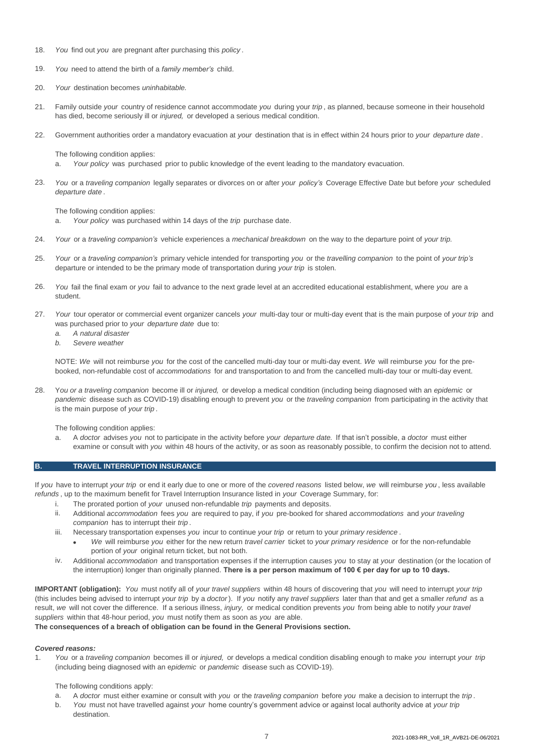18. *You* find out *you* are pregnant after purchasing this *policy* .

19. *You* need to attend the birth of a *family member's* child.

20. *Your* destination becomes *uninhabitable.*

21. Family outside *your* country of residence cannot accommodate *you* during your *trip* , as planned, because someone in their household has died, become seriously ill or *injured,* or developed a serious medical condition.

22. Government authorities order a mandatory evacuation at *your* destination that is in effect within 24 hours prior to *your departure date* .

    The following condition applies:

    a. *Your policy* was purchased prior to public knowledge of the event leading to the mandatory evacuation.

23. *You* or a *traveling companion* legally separates or divorces on or after *your policy's* Coverage Effective Date but before *your* scheduled *departure date* .

    The following condition applies:

    a. *Your policy* was purchased within 14 days of the *trip* purchase date.

24. *Your* or a *traveling companion's* vehicle experiences a *mechanical breakdown* on the way to the departure point of *your trip.*

25. *Your* or a *traveling companion's* primary vehicle intended for transporting *you* or the *travelling companion* to the point of *your trip's* departure or intended to be the primary mode of transportation during *your trip* is stolen.

26. *You* fail the final exam or *you* fail to advance to the next grade level at an accredited educational establishment, where *you* are a student.

27. *Your* tour operator or commercial event organizer cancels *your* multi-day tour or multi-day event that is the main purpose of *your trip* and was purchased prior to *your departure date* due to:

    *a. A natural disaster*

    *b. Severe weather*

    NOTE: *We* will not reimburse *you* for the cost of the cancelled multi-day tour or multi-day event. *We* will reimburse *you* for the pre-booked, non-refundable cost of *accommodations* for and transportation to and from the cancelled multi-day tour or multi-day event.

28. Y*ou or a traveling companion* become ill or *injured,* or develop a medical condition (including being diagnosed with an *epidemic* or *pandemic* disease such as COVID-19) disabling enough to prevent *you* or the *traveling companion* from participating in the activity that is the main purpose of *your trip* .

    The following condition applies:

    a. A *doctor* advises *you* not to participate in the activity before *your departure date.* If that isn't possible, a *doctor* must either examine or consult with *you* within 48 hours of the activity, or as soon as reasonably possible, to confirm the decision not to attend.

## B. TRAVEL INTERRUPTION INSURANCE

If *you* have to interrupt *your trip* or end it early due to one or more of the *covered reasons* listed below, *we* will reimburse *you* , less available *refunds* , up to the maximum benefit for Travel Interruption Insurance listed in *your* Coverage Summary, for:

i. The prorated portion of *your* unused non-refundable *trip* payments and deposits.

ii. Additional *accommodation* fees *you* are required to pay, if *you* pre-booked for shared *accommodations* and *your traveling companion* has to interrupt their *trip* .

iii. Necessary transportation expenses *you* incur to continue *your trip* or return to your *primary residence* .

- *We* will reimburse *you* either for the new return *travel carrier* ticket to *your primary residence* or for the non-refundable portion of *your* original return ticket, but not both.

iv. Additional *accommodation* and transportation expenses if the interruption causes *you* to stay at *your* destination (or the location of the interruption) longer than originally planned. **There is a per person maximum of 100 € per day for up to 10 days.**

**IMPORTANT (obligation):** *You* must notify all of *your travel suppliers* within 48 hours of discovering that *you* will need to interrupt *your trip* (this includes being advised to interrupt *your trip* by a *doctor* ). If *you* notify any *travel suppliers* later than that and get a smaller *refund* as a result, *we* will not cover the difference. If a serious illness, *injury,* or medical condition prevents *you* from being able to notify *your travel suppliers* within that 48-hour period, *you* must notify them as soon as *you* are able.

**The consequences of a breach of obligation can be found in the General Provisions section.**

***Covered reasons:***

1. *You* or a *traveling companion* becomes ill or *injured,* or develops a medical condition disabling enough to make *you* interrupt *your trip* (including being diagnosed with an e*pidemic* or *pandemic* disease such as COVID-19).

   The following conditions apply:

   a. A *doctor* must either examine or consult with *you* or the *traveling companion* before *you* make a decision to interrupt the *trip* .

   b. *You* must not have travelled against *your* home country's government advice or against local authority advice at *your trip* destination.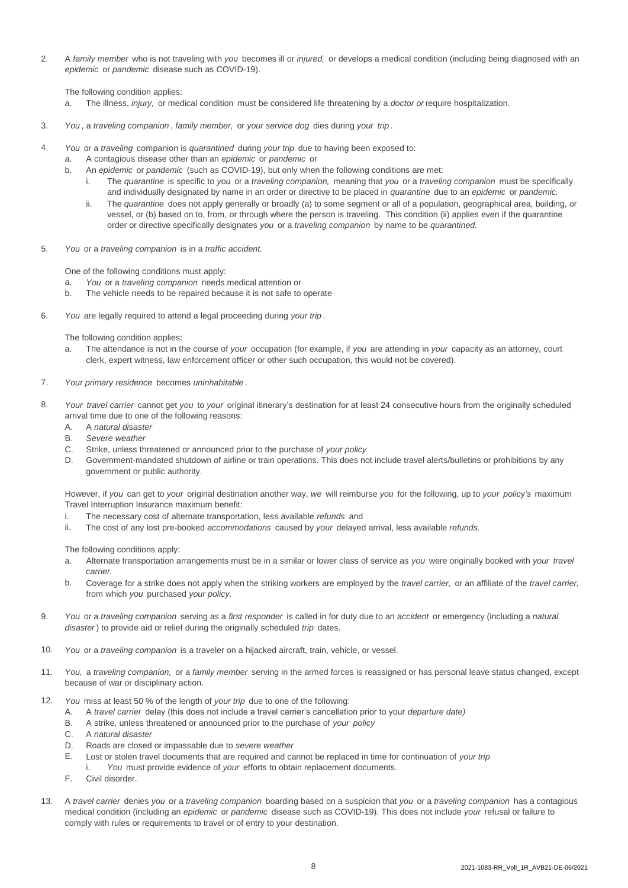2. A *family member* who is not traveling with *you* becomes ill or *injured,* or develops a medical condition (including being diagnosed with an *epidemic* or *pandemic* disease such as COVID-19).

   The following condition applies:

   a. The illness, *injury,* or medical condition must be considered life threatening by a *doctor or* require hospitalization.

3. *You* , a *traveling companion* , *family member,* or *your service dog* dies during *your trip* .

4. *You* or a *traveling* companion is *quarantined* during *your trip* due to having been exposed to:
   a. A contagious disease other than an *epidemic* or *pandemic* or
   b. An *epidemic* or *pandemic* (such as COVID-19), but only when the following conditions are met:
      i. The *quarantine* is specific to *you* or a *traveling companion,* meaning that *you* or a *traveling companion* must be specifically and individually designated by name in an order or directive to be placed in *quarantine* due to an *epidemic* or *pandemic.*
      ii. The *quarantine* does not apply generally or broadly (a) to some segment or all of a population, geographical area, building, or vessel, or (b) based on to, from, or through where the person is traveling. This condition (ii) applies even if the quarantine order or directive specifically designates *you* or a *traveling companion* by name to be *quarantined.*

5. *You* or a *traveling companion* is in a *traffic accident.*

   One of the following conditions must apply:

   a. *You* or a *traveling companion* needs medical attention or
   b. The vehicle needs to be repaired because it is not safe to operate

6. *You* are legally required to attend a legal proceeding during *your trip* .

   The following condition applies:

   a. The attendance is not in the course of *your* occupation (for example, if *you* are attending in *your* capacity as an attorney, court clerk, expert witness, law enforcement officer or other such occupation, this would not be covered).

7. *Your primary residence* becomes *uninhabitable* .

8. *Your travel carrier* cannot get *you* to *your* original itinerary's destination for at least 24 consecutive hours from the originally scheduled arrival time due to one of the following reasons:
   A. A *natural disaster*
   B. *Severe weather*
   C. Strike, unless threatened or announced prior to the purchase of *your policy*
   D. Government-mandated shutdown of airline or train operations. This does not include travel alerts/bulletins or prohibitions by any government or public authority.

   However, if *you* can get to *your* original destination another way, *we* will reimburse *you* for the following, up to *your policy's* maximum Travel Interruption Insurance maximum benefit:

   i. The necessary cost of alternate transportation, less available *refunds* and
   ii. The cost of any lost pre-booked *accommodations* caused by *your* delayed arrival, less available *refunds.*

   The following conditions apply:

   a. Alternate transportation arrangements must be in a similar or lower class of service as *you* were originally booked with *your travel carrier.*
   b. Coverage for a strike does not apply when the striking workers are employed by the *travel carrier,* or an affiliate of the *travel carrier,* from which *you* purchased *your policy.*

9. *You* or a *traveling companion* serving as a *first responder* is called in for duty due to an *accident* or emergency (including a *natural disaster* ) to provide aid or relief during the originally scheduled *trip* dates.

10. *You* or a *traveling companion* is a traveler on a hijacked aircraft, train, vehicle, or vessel.

11. *You,* a *traveling companion,* or a *family member* serving in the armed forces is reassigned or has personal leave status changed, except because of war or disciplinary action.

12. *You* miss at least 50 % of the length of *your trip* due to one of the following:
    A. A *travel carrier* delay (this does not include a travel carrier's cancellation prior to your *departure date)*
    B. A strike, unless threatened or announced prior to the purchase of *your policy*
    C. A *natural disaster*
    D. Roads are closed or impassable due to *severe weather*
    E. Lost or stolen travel documents that are required and cannot be replaced in time for continuation of *your trip*
       i. *You* must provide evidence of *your* efforts to obtain replacement documents.
    F. Civil disorder.

13. A *travel carrier* denies *you* or a *traveling companion* boarding based on a suspicion that *you* or a *traveling companion* has a contagious medical condition (including an *epidemic* or *pandemic* disease such as COVID-19). This does not include *your* refusal or failure to comply with rules or requirements to travel or of entry to your destination.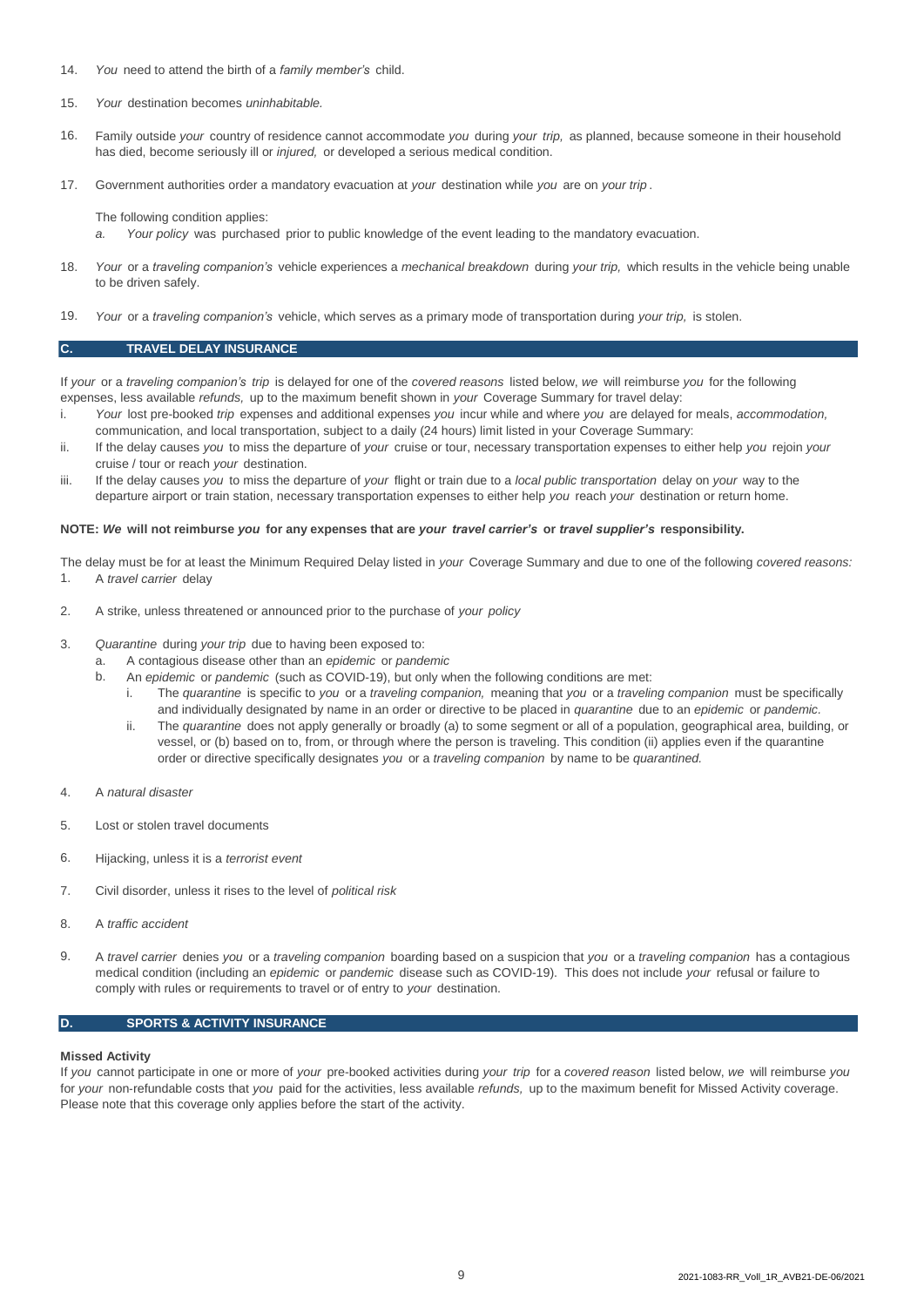14. *You* need to attend the birth of a *family member's* child.

15. *Your* destination becomes *uninhabitable.*

16. Family outside *your* country of residence cannot accommodate *you* during *your trip,* as planned, because someone in their household has died, become seriously ill or *injured,* or developed a serious medical condition.

17. Government authorities order a mandatory evacuation at *your* destination while *you* are on *your trip*.

    The following condition applies:

    a. *Your policy* was purchased prior to public knowledge of the event leading to the mandatory evacuation.

18. *Your* or a *traveling companion's* vehicle experiences a *mechanical breakdown* during *your trip,* which results in the vehicle being unable to be driven safely.

19. *Your* or a *traveling companion's* vehicle, which serves as a primary mode of transportation during *your trip,* is stolen.

## C. TRAVEL DELAY INSURANCE

If *your* or a *traveling companion's trip* is delayed for one of the *covered reasons* listed below, *we* will reimburse *you* for the following expenses, less available *refunds,* up to the maximum benefit shown in *your* Coverage Summary for travel delay:

i. *Your* lost pre-booked *trip* expenses and additional expenses *you* incur while and where *you* are delayed for meals, *accommodation,* communication, and local transportation, subject to a daily (24 hours) limit listed in your Coverage Summary:

ii. If the delay causes *you* to miss the departure of *your* cruise or tour, necessary transportation expenses to either help *you* rejoin *your* cruise / tour or reach *your* destination.

iii. If the delay causes *you* to miss the departure of *your* flight or train due to a *local public transportation* delay on *your* way to the departure airport or train station, necessary transportation expenses to either help *you* reach *your* destination or return home.

**NOTE: *We* will not reimburse *you* for any expenses that are *your travel carrier's* or *travel supplier's* responsibility.**

The delay must be for at least the Minimum Required Delay listed in *your* Coverage Summary and due to one of the following *covered reasons:*

1. A *travel carrier* delay

2. A strike, unless threatened or announced prior to the purchase of *your policy*

3. *Quarantine* during *your trip* due to having been exposed to:
   a. A contagious disease other than an *epidemic* or *pandemic*
   b. An *epidemic* or *pandemic* (such as COVID-19), but only when the following conditions are met:
      i. The *quarantine* is specific to *you* or a *traveling companion,* meaning that *you* or a *traveling companion* must be specifically and individually designated by name in an order or directive to be placed in *quarantine* due to an *epidemic* or *pandemic.*
      ii. The *quarantine* does not apply generally or broadly (a) to some segment or all of a population, geographical area, building, or vessel, or (b) based on to, from, or through where the person is traveling. This condition (ii) applies even if the quarantine order or directive specifically designates *you* or a *traveling companion* by name to be *quarantined.*

4. A *natural disaster*

5. Lost or stolen travel documents

6. Hijacking, unless it is a *terrorist event*

7. Civil disorder, unless it rises to the level of *political risk*

8. A *traffic accident*

9. A *travel carrier* denies *you* or a *traveling companion* boarding based on a suspicion that *you* or a *traveling companion* has a contagious medical condition (including an *epidemic* or *pandemic* disease such as COVID-19). This does not include *your* refusal or failure to comply with rules or requirements to travel or of entry to *your* destination.

## D. SPORTS & ACTIVITY INSURANCE

**Missed Activity**

If *you* cannot participate in one or more of *your* pre-booked activities during *your trip* for a *covered reason* listed below, *we* will reimburse *you* for *your* non-refundable costs that *you* paid for the activities, less available *refunds,* up to the maximum benefit for Missed Activity coverage. Please note that this coverage only applies before the start of the activity.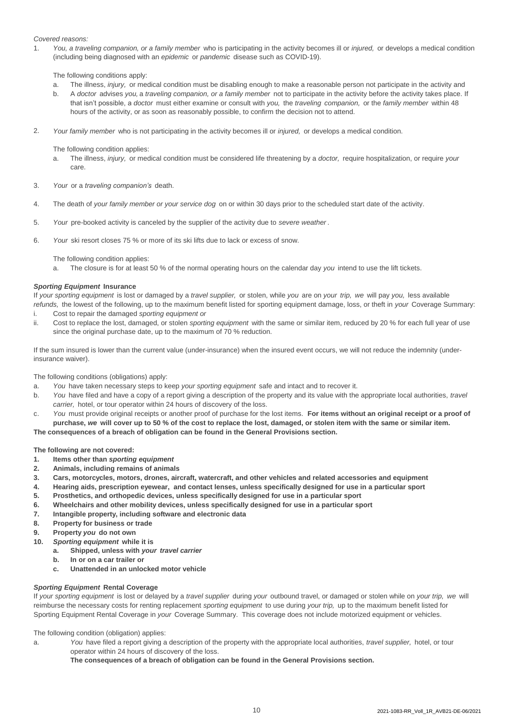*Covered reasons:*

1. *You, a traveling companion, or a family member* who is participating in the activity becomes ill or *injured,* or develops a medical condition (including being diagnosed with an *epidemic* or *pandemic* disease such as COVID-19).

   The following conditions apply:
   a. The illness, *injury,* or medical condition must be disabling enough to make a reasonable person not participate in the activity and
   b. A *doctor* advises *you,* a *traveling companion, or a family member* not to participate in the activity before the activity takes place. If that isn't possible, a *doctor* must either examine or consult with *you,* the *traveling companion,* or the *family member* within 48 hours of the activity, or as soon as reasonably possible, to confirm the decision not to attend.

2. *Your family member* who is not participating in the activity becomes ill or *injured,* or develops a medical condition.

   The following condition applies:
   a. The illness, *injury,* or medical condition must be considered life threatening by a *doctor,* require hospitalization, or require *your* care.

3. *Your* or a *traveling companion's* death.

4. The death of *your family member or your service dog* on or within 30 days prior to the scheduled start date of the activity.

5. *Your* pre-booked activity is canceled by the supplier of the activity due to *severe weather*.

6. *Your* ski resort closes 75 % or more of its ski lifts due to lack or excess of snow.

   The following condition applies:
   a. The closure is for at least 50 % of the normal operating hours on the calendar day *you* intend to use the lift tickets.

### *Sporting Equipment* Insurance

If *your sporting equipment* is lost or damaged by a *travel supplier,* or stolen, while *you* are on *your trip, we* will pay *you,* less available *refunds,* the lowest of the following, up to the maximum benefit listed for sporting equipment damage, loss, or theft in *your* Coverage Summary:

i. Cost to repair the damaged *sporting equipment or*
ii. Cost to replace the lost, damaged, or stolen *sporting equipment* with the same or similar item, reduced by 20 % for each full year of use since the original purchase date, up to the maximum of 70 % reduction.

If the sum insured is lower than the current value (under-insurance) when the insured event occurs, we will not reduce the indemnity (under-insurance waiver).

The following conditions (obligations) apply:

a. *You* have taken necessary steps to keep *your sporting equipment* safe and intact and to recover it.
b. *You* have filed and have a copy of a report giving a description of the property and its value with the appropriate local authorities, *travel carrier,* hotel, or tour operator within 24 hours of discovery of the loss.
c. *You* must provide original receipts or another proof of purchase for the lost items. **For items without an original receipt or a proof of purchase, *we* will cover up to 50 % of the cost to replace the lost, damaged, or stolen item with the same or similar item.**

**The consequences of a breach of obligation can be found in the General Provisions section.**

**The following are not covered:**

1. **Items other than *sporting equipment***
2. **Animals, including remains of animals**
3. **Cars, motorcycles, motors, drones, aircraft, watercraft, and other vehicles and related accessories and equipment**
4. **Hearing aids, prescription eyewear, and contact lenses, unless specifically designed for use in a particular sport**
5. **Prosthetics, and orthopedic devices, unless specifically designed for use in a particular sport**
6. **Wheelchairs and other mobility devices, unless specifically designed for use in a particular sport**
7. **Intangible property, including software and electronic data**
8. **Property for business or trade**
9. **Property *you* do not own**
10. ***Sporting equipment* while it is**
    a. **Shipped, unless with *your travel carrier***
    b. **In or on a car trailer or**
    c. **Unattended in an unlocked motor vehicle**

### *Sporting Equipment* Rental Coverage

If *your sporting equipment* is lost or delayed by a *travel supplier* during *your* outbound travel, or damaged or stolen while on *your trip, we* will reimburse the necessary costs for renting replacement *sporting equipment* to use during *your trip,* up to the maximum benefit listed for Sporting Equipment Rental Coverage in *your* Coverage Summary. This coverage does not include motorized equipment or vehicles.

The following condition (obligation) applies:

a. *You* have filed a report giving a description of the property with the appropriate local authorities, *travel supplier,* hotel, or tour operator within 24 hours of discovery of the loss.

   **The consequences of a breach of obligation can be found in the General Provisions section.**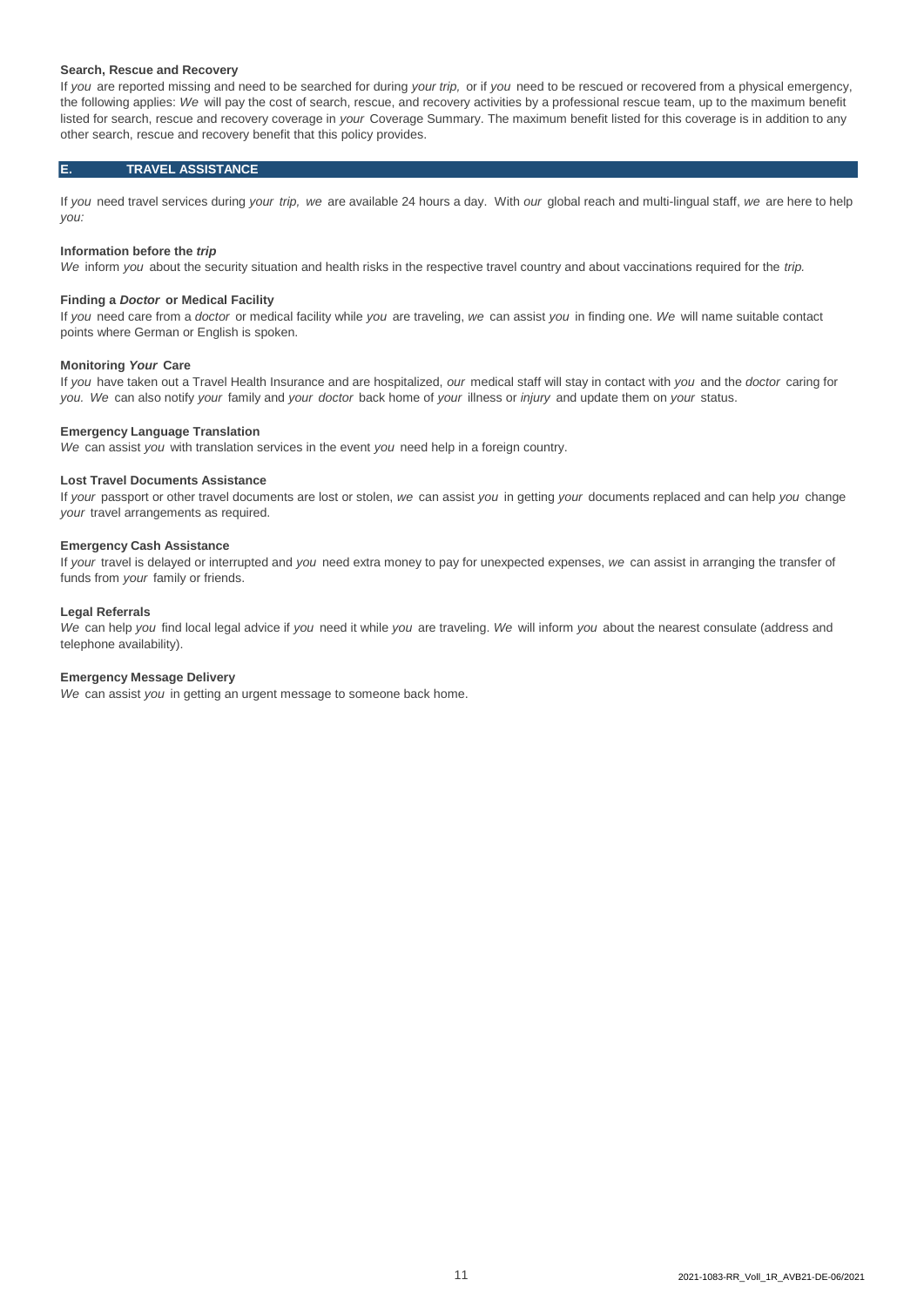**Search, Rescue and Recovery**

If *you* are reported missing and need to be searched for during *your trip,* or if *you* need to be rescued or recovered from a physical emergency, the following applies: *We* will pay the cost of search, rescue, and recovery activities by a professional rescue team, up to the maximum benefit listed for search, rescue and recovery coverage in *your* Coverage Summary. The maximum benefit listed for this coverage is in addition to any other search, rescue and recovery benefit that this policy provides.

## E. TRAVEL ASSISTANCE

If *you* need travel services during *your trip, we* are available 24 hours a day. With *our* global reach and multi-lingual staff, *we* are here to help *you:*

**Information before the *trip***

*We* inform *you* about the security situation and health risks in the respective travel country and about vaccinations required for the *trip.*

**Finding a *Doctor* or Medical Facility**

If *you* need care from a *doctor* or medical facility while *you* are traveling, *we* can assist *you* in finding one. *We* will name suitable contact points where German or English is spoken.

**Monitoring *Your* Care**

If *you* have taken out a Travel Health Insurance and are hospitalized, *our* medical staff will stay in contact with *you* and the *doctor* caring for *you. We* can also notify *your* family and *your doctor* back home of *your* illness or *injury* and update them on *your* status.

**Emergency Language Translation**

*We* can assist *you* with translation services in the event *you* need help in a foreign country.

**Lost Travel Documents Assistance**

If *your* passport or other travel documents are lost or stolen, *we* can assist *you* in getting *your* documents replaced and can help *you* change *your* travel arrangements as required.

**Emergency Cash Assistance**

If *your* travel is delayed or interrupted and *you* need extra money to pay for unexpected expenses, *we* can assist in arranging the transfer of funds from *your* family or friends.

**Legal Referrals**

*We* can help *you* find local legal advice if *you* need it while *you* are traveling. *We* will inform *you* about the nearest consulate (address and telephone availability).

**Emergency Message Delivery**

*We* can assist *you* in getting an urgent message to someone back home.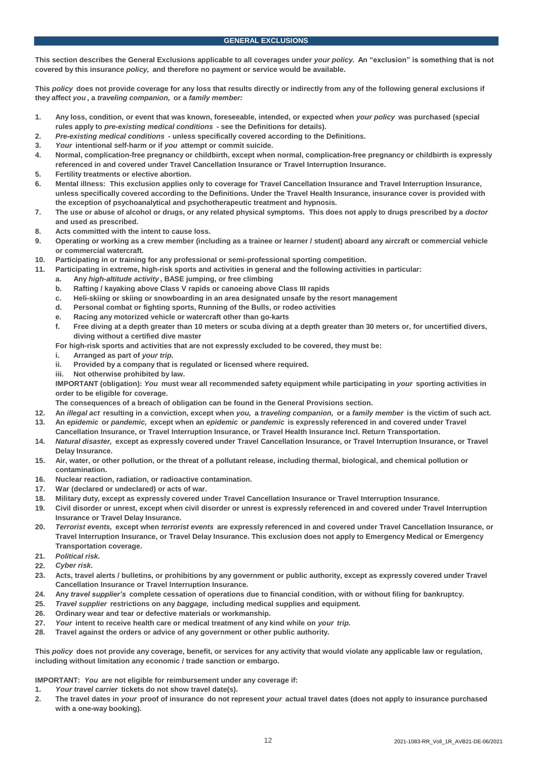## GENERAL EXCLUSIONS

**This section describes the General Exclusions applicable to all coverages under *your policy.* An "exclusion" is something that is not covered by this insurance *policy,* and therefore no payment or service would be available.**

**This *policy* does not provide coverage for any loss that results directly or indirectly from any of the following general exclusions if they affect *you*, a *traveling companion,* or a *family member:***

1. **Any loss, condition, or event that was known, foreseeable, intended, or expected when *your policy* was purchased (special rules apply to *pre-existing medical conditions* - see the Definitions for details).**
2. ***Pre-existing medical conditions* - unless specifically covered according to the Definitions.**
3. ***Your* intentional self-harm or if *you* attempt or commit suicide.**
4. **Normal, complication-free pregnancy or childbirth, except when normal, complication-free pregnancy or childbirth is expressly referenced in and covered under Travel Cancellation Insurance or Travel Interruption Insurance.**
5. **Fertility treatments or elective abortion.**
6. **Mental illness: This exclusion applies only to coverage for Travel Cancellation Insurance and Travel Interruption Insurance, unless specifically covered according to the Definitions. Under the Travel Health Insurance, insurance cover is provided with the exception of psychoanalytical and psychotherapeutic treatment and hypnosis.**
7. **The use or abuse of alcohol or drugs, or any related physical symptoms. This does not apply to drugs prescribed by a *doctor* and used as prescribed.**
8. **Acts committed with the intent to cause loss.**
9. **Operating or working as a crew member (including as a trainee or learner / student) aboard any aircraft or commercial vehicle or commercial watercraft.**
10. **Participating in or training for any professional or semi-professional sporting competition.**
11. **Participating in extreme, high-risk sports and activities in general and the following activities in particular:**
    a. **Any *high-altitude activity*, BASE jumping, or free climbing**
    b. **Rafting / kayaking above Class V rapids or canoeing above Class III rapids**
    c. **Heli-skiing or skiing or snowboarding in an area designated unsafe by the resort management**
    d. **Personal combat or fighting sports, Running of the Bulls, or rodeo activities**
    e. **Racing any motorized vehicle or watercraft other than go-karts**
    f. **Free diving at a depth greater than 10 meters or scuba diving at a depth greater than 30 meters or, for uncertified divers, diving without a certified dive master**

    **For high-risk sports and activities that are not expressly excluded to be covered, they must be:**
    i. **Arranged as part of *your trip.***
    ii. **Provided by a company that is regulated or licensed where required.**
    iii. **Not otherwise prohibited by law.**

    **IMPORTANT (obligation): *You* must wear all recommended safety equipment while participating in *your* sporting activities in order to be eligible for coverage.**

    **The consequences of a breach of obligation can be found in the General Provisions section.**
12. **An *illegal act* resulting in a conviction, except when *you,* a *traveling companion,* or a *family member* is the victim of such act.**
13. **An *epidemic* or *pandemic,* except when an *epidemic* or *pandemic* is expressly referenced in and covered under Travel Cancellation Insurance, or Travel Interruption Insurance, or Travel Health Insurance Incl. Return Transportation.**
14. ***Natural disaster,* except as expressly covered under Travel Cancellation Insurance, or Travel Interruption Insurance, or Travel Delay Insurance.**
15. **Air, water, or other pollution, or the threat of a pollutant release, including thermal, biological, and chemical pollution or contamination.**
16. **Nuclear reaction, radiation, or radioactive contamination.**
17. **War (declared or undeclared) or acts of war.**
18. **Military duty, except as expressly covered under Travel Cancellation Insurance or Travel Interruption Insurance.**
19. **Civil disorder or unrest, except when civil disorder or unrest is expressly referenced in and covered under Travel Interruption Insurance or Travel Delay Insurance.**
20. ***Terrorist events,* except when *terrorist events* are expressly referenced in and covered under Travel Cancellation Insurance, or Travel Interruption Insurance, or Travel Delay Insurance. This exclusion does not apply to Emergency Medical or Emergency Transportation coverage.**
21. ***Political risk.***
22. ***Cyber risk.***
23. **Acts, travel alerts / bulletins, or prohibitions by any government or public authority, except as expressly covered under Travel Cancellation Insurance or Travel Interruption Insurance.**
24. **Any *travel supplier's* complete cessation of operations due to financial condition, with or without filing for bankruptcy.**
25. ***Travel supplier* restrictions on any *baggage,* including medical supplies and equipment.**
26. **Ordinary wear and tear or defective materials or workmanship.**
27. ***Your* intent to receive health care or medical treatment of any kind while on *your trip.***
28. **Travel against the orders or advice of any government or other public authority.**

**This *policy* does not provide any coverage, benefit, or services for any activity that would violate any applicable law or regulation, including without limitation any economic / trade sanction or embargo.**

**IMPORTANT: *You* are not eligible for reimbursement under any coverage if:**

1. ***Your travel carrier* tickets do not show travel date(s).**
2. **The travel dates in *your* proof of insurance do not represent *your* actual travel dates (does not apply to insurance purchased with a one-way booking).**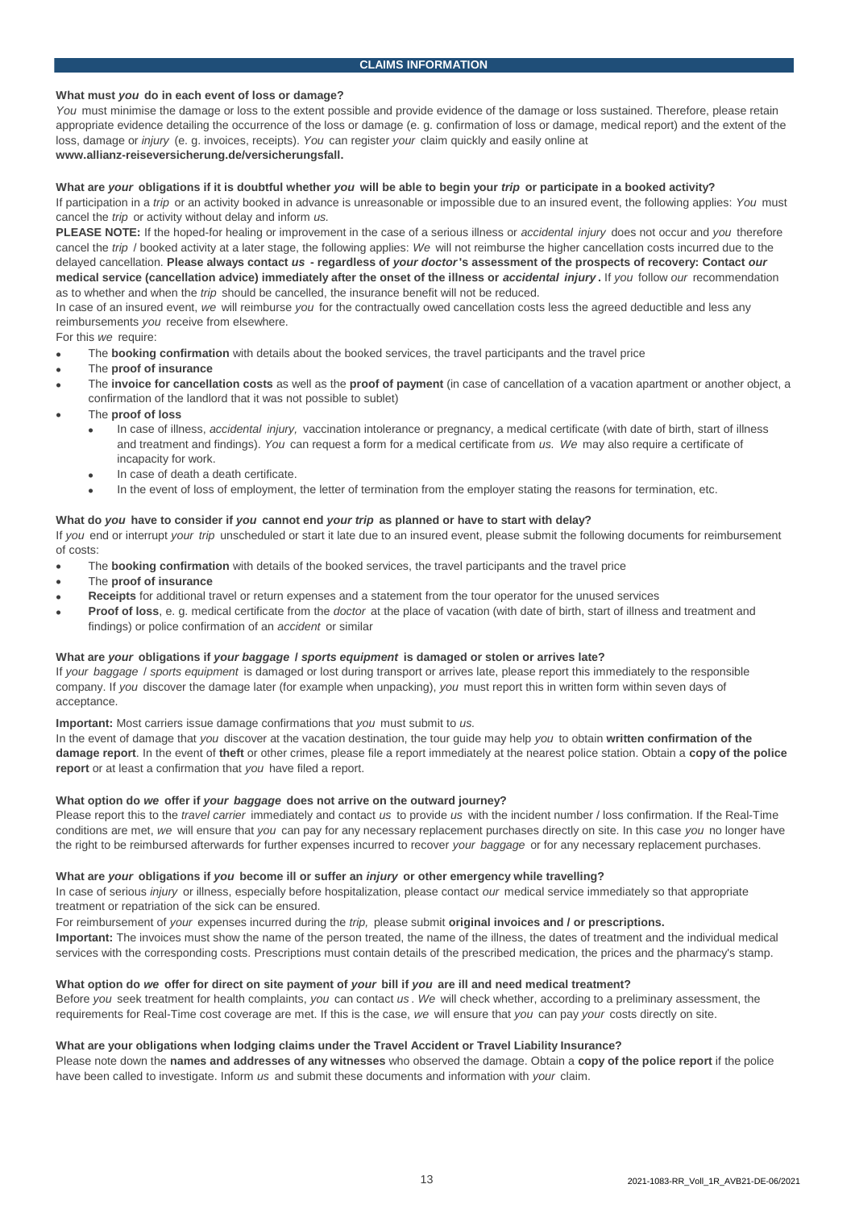## CLAIMS INFORMATION

**What must *you* do in each event of loss or damage?**

*You* must minimise the damage or loss to the extent possible and provide evidence of the damage or loss sustained. Therefore, please retain appropriate evidence detailing the occurrence of the loss or damage (e. g. confirmation of loss or damage, medical report) and the extent of the loss, damage or *injury* (e. g. invoices, receipts). *You* can register *your* claim quickly and easily online at **www.allianz-reiseversicherung.de/versicherungsfall.**

**What are *your* obligations if it is doubtful whether *you* will be able to begin your *trip* or participate in a booked activity?**

If participation in a *trip* or an activity booked in advance is unreasonable or impossible due to an insured event, the following applies: *You* must cancel the *trip* or activity without delay and inform *us.*

**PLEASE NOTE:** If the hoped-for healing or improvement in the case of a serious illness or *accidental injury* does not occur and *you* therefore cancel the *trip* / booked activity at a later stage, the following applies: *We* will not reimburse the higher cancellation costs incurred due to the delayed cancellation. **Please always contact *us* - regardless of *your doctor*'s assessment of the prospects of recovery: Contact *our* medical service (cancellation advice) immediately after the onset of the illness or *accidental injury*.** If *you* follow *our* recommendation as to whether and when the *trip* should be cancelled, the insurance benefit will not be reduced.

In case of an insured event, *we* will reimburse *you* for the contractually owed cancellation costs less the agreed deductible and less any reimbursements *you* receive from elsewhere.

For this *we* require:

- The **booking confirmation** with details about the booked services, the travel participants and the travel price
- The **proof of insurance**
- The **invoice for cancellation costs** as well as the **proof of payment** (in case of cancellation of a vacation apartment or another object, a confirmation of the landlord that it was not possible to sublet)
- The **proof of loss**
  - In case of illness, *accidental injury,* vaccination intolerance or pregnancy, a medical certificate (with date of birth, start of illness and treatment and findings). *You* can request a form for a medical certificate from *us. We* may also require a certificate of incapacity for work.
  - In case of death a death certificate.
  - In the event of loss of employment, the letter of termination from the employer stating the reasons for termination, etc.

**What do *you* have to consider if *you* cannot end *your trip* as planned or have to start with delay?**

If *you* end or interrupt *your trip* unscheduled or start it late due to an insured event, please submit the following documents for reimbursement of costs:

- The **booking confirmation** with details of the booked services, the travel participants and the travel price
- The **proof of insurance**
- **Receipts** for additional travel or return expenses and a statement from the tour operator for the unused services
- **Proof of loss**, e. g. medical certificate from the *doctor* at the place of vacation (with date of birth, start of illness and treatment and findings) or police confirmation of an *accident* or similar

**What are *your* obligations if *your baggage* / *sports equipment* is damaged or stolen or arrives late?**

If *your baggage* / *sports equipment* is damaged or lost during transport or arrives late, please report this immediately to the responsible company. If *you* discover the damage later (for example when unpacking), *you* must report this in written form within seven days of acceptance.

**Important:** Most carriers issue damage confirmations that *you* must submit to *us.*

In the event of damage that *you* discover at the vacation destination, the tour guide may help *you* to obtain **written confirmation of the damage report**. In the event of **theft** or other crimes, please file a report immediately at the nearest police station. Obtain a **copy of the police report** or at least a confirmation that *you* have filed a report.

**What option do *we* offer if *your baggage* does not arrive on the outward journey?**

Please report this to the *travel carrier* immediately and contact *us* to provide *us* with the incident number / loss confirmation. If the Real-Time conditions are met, *we* will ensure that *you* can pay for any necessary replacement purchases directly on site. In this case *you* no longer have the right to be reimbursed afterwards for further expenses incurred to recover *your baggage* or for any necessary replacement purchases.

**What are *your* obligations if *you* become ill or suffer an *injury* or other emergency while travelling?**

In case of serious *injury* or illness, especially before hospitalization, please contact *our* medical service immediately so that appropriate treatment or repatriation of the sick can be ensured.

For reimbursement of *your* expenses incurred during the *trip,* please submit **original invoices and / or prescriptions.**

**Important:** The invoices must show the name of the person treated, the name of the illness, the dates of treatment and the individual medical services with the corresponding costs. Prescriptions must contain details of the prescribed medication, the prices and the pharmacy's stamp.

**What option do *we* offer for direct on site payment of *your* bill if *you* are ill and need medical treatment?**

Before *you* seek treatment for health complaints, *you* can contact *us*. *We* will check whether, according to a preliminary assessment, the requirements for Real-Time cost coverage are met. If this is the case, *we* will ensure that *you* can pay *your* costs directly on site.

**What are your obligations when lodging claims under the Travel Accident or Travel Liability Insurance?**

Please note down the **names and addresses of any witnesses** who observed the damage. Obtain a **copy of the police report** if the police have been called to investigate. Inform *us* and submit these documents and information with *your* claim.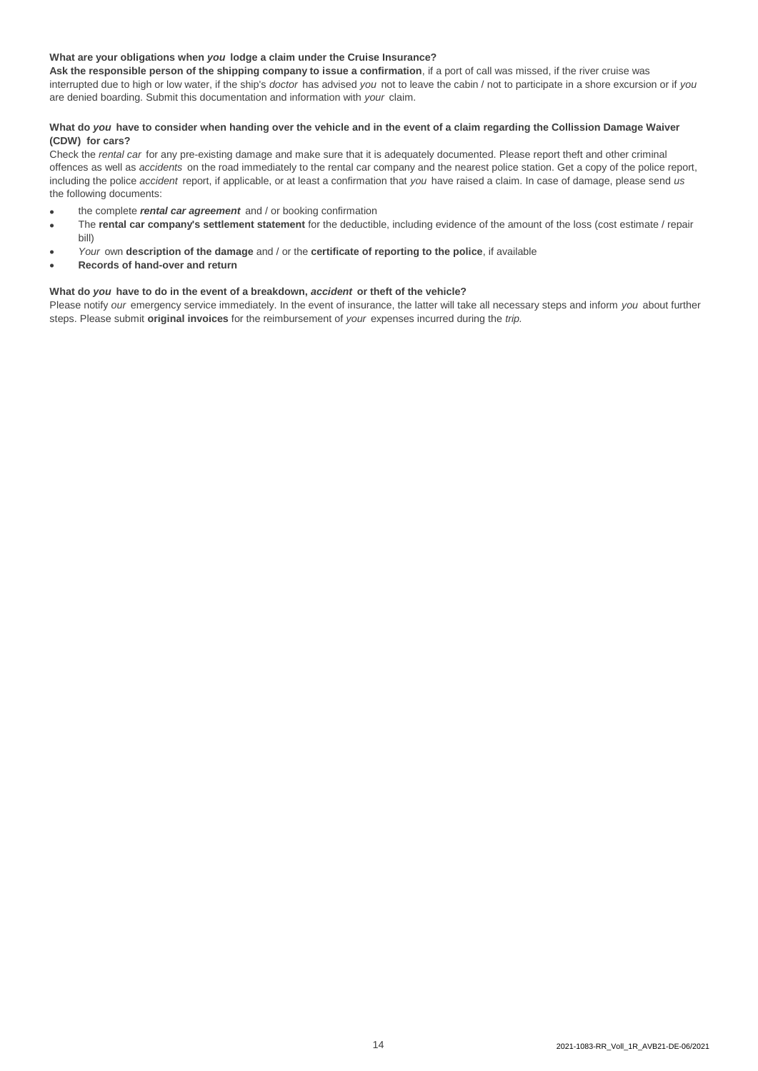**What are your obligations when *you* lodge a claim under the Cruise Insurance?**

**Ask the responsible person of the shipping company to issue a confirmation**, if a port of call was missed, if the river cruise was interrupted due to high or low water, if the ship's *doctor* has advised *you* not to leave the cabin / not to participate in a shore excursion or if *you* are denied boarding. Submit this documentation and information with *your* claim.

**What do *you* have to consider when handing over the vehicle and in the event of a claim regarding the Collission Damage Waiver (CDW) for cars?**

Check the *rental car* for any pre-existing damage and make sure that it is adequately documented. Please report theft and other criminal offences as well as *accidents* on the road immediately to the rental car company and the nearest police station. Get a copy of the police report, including the police *accident* report, if applicable, or at least a confirmation that *you* have raised a claim. In case of damage, please send *us* the following documents:

- the complete ***rental car agreement*** and / or booking confirmation
- The **rental car company's settlement statement** for the deductible, including evidence of the amount of the loss (cost estimate / repair bill)
- *Your* own **description of the damage** and / or the **certificate of reporting to the police**, if available
- **Records of hand-over and return**

**What do *you* have to do in the event of a breakdown, *accident* or theft of the vehicle?**

Please notify *our* emergency service immediately. In the event of insurance, the latter will take all necessary steps and inform *you* about further steps. Please submit **original invoices** for the reimbursement of *your* expenses incurred during the *trip.*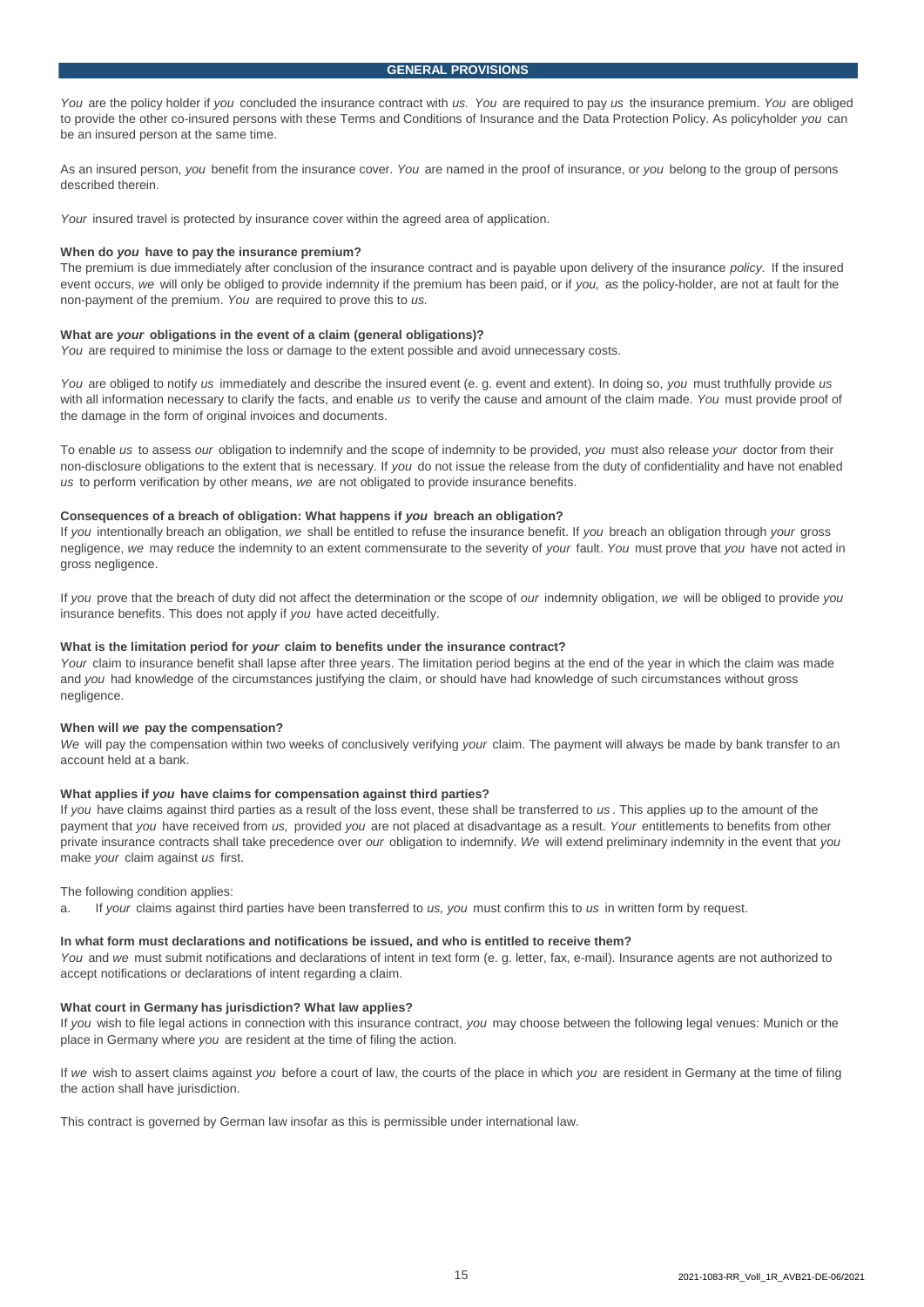## GENERAL PROVISIONS

*You* are the policy holder if *you* concluded the insurance contract with *us. You* are required to pay *us* the insurance premium. *You* are obliged to provide the other co-insured persons with these Terms and Conditions of Insurance and the Data Protection Policy. As policyholder *you* can be an insured person at the same time.

As an insured person, *you* benefit from the insurance cover. *You* are named in the proof of insurance, or *you* belong to the group of persons described therein.

*Your* insured travel is protected by insurance cover within the agreed area of application.

**When do *you* have to pay the insurance premium?**

The premium is due immediately after conclusion of the insurance contract and is payable upon delivery of the insurance *policy.* If the insured event occurs, *we* will only be obliged to provide indemnity if the premium has been paid, or if *you,* as the policy-holder, are not at fault for the non-payment of the premium. *You* are required to prove this to *us.*

**What are *your* obligations in the event of a claim (general obligations)?**

*You* are required to minimise the loss or damage to the extent possible and avoid unnecessary costs.

*You* are obliged to notify *us* immediately and describe the insured event (e. g. event and extent). In doing so, *you* must truthfully provide *us* with all information necessary to clarify the facts, and enable *us* to verify the cause and amount of the claim made. *You* must provide proof of the damage in the form of original invoices and documents.

To enable *us* to assess *our* obligation to indemnify and the scope of indemnity to be provided, *you* must also release *your* doctor from their non-disclosure obligations to the extent that is necessary. If *you* do not issue the release from the duty of confidentiality and have not enabled *us* to perform verification by other means, *we* are not obligated to provide insurance benefits.

**Consequences of a breach of obligation: What happens if *you* breach an obligation?**

If *you* intentionally breach an obligation, *we* shall be entitled to refuse the insurance benefit. If *you* breach an obligation through *your* gross negligence, *we* may reduce the indemnity to an extent commensurate to the severity of *your* fault. *You* must prove that *you* have not acted in gross negligence.

If *you* prove that the breach of duty did not affect the determination or the scope of *our* indemnity obligation, *we* will be obliged to provide *you* insurance benefits. This does not apply if *you* have acted deceitfully.

**What is the limitation period for *your* claim to benefits under the insurance contract?**

*Your* claim to insurance benefit shall lapse after three years. The limitation period begins at the end of the year in which the claim was made and *you* had knowledge of the circumstances justifying the claim, or should have had knowledge of such circumstances without gross negligence.

**When will *we* pay the compensation?**

*We* will pay the compensation within two weeks of conclusively verifying *your* claim. The payment will always be made by bank transfer to an account held at a bank.

**What applies if *you* have claims for compensation against third parties?**

If *you* have claims against third parties as a result of the loss event, these shall be transferred to *us*. This applies up to the amount of the payment that *you* have received from *us,* provided *you* are not placed at disadvantage as a result. *Your* entitlements to benefits from other private insurance contracts shall take precedence over *our* obligation to indemnify. *We* will extend preliminary indemnity in the event that *you* make *your* claim against *us* first.

The following condition applies:

a. If *your* claims against third parties have been transferred to *us, you* must confirm this to *us* in written form by request.

**In what form must declarations and notifications be issued, and who is entitled to receive them?**

*You* and *we* must submit notifications and declarations of intent in text form (e. g. letter, fax, e-mail). Insurance agents are not authorized to accept notifications or declarations of intent regarding a claim.

**What court in Germany has jurisdiction? What law applies?**

If *you* wish to file legal actions in connection with this insurance contract, *you* may choose between the following legal venues: Munich or the place in Germany where *you* are resident at the time of filing the action.

If *we* wish to assert claims against *you* before a court of law, the courts of the place in which *you* are resident in Germany at the time of filing the action shall have jurisdiction.

This contract is governed by German law insofar as this is permissible under international law.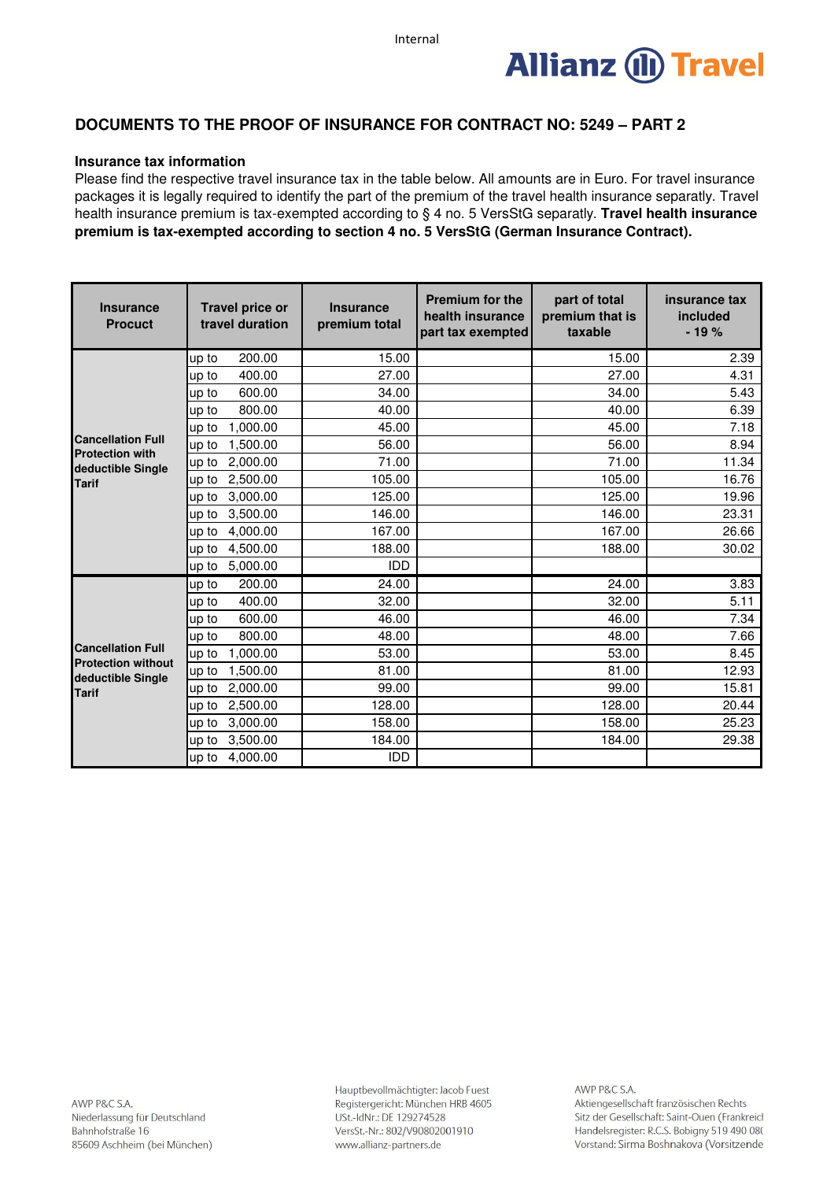## DOCUMENTS TO THE PROOF OF INSURANCE FOR CONTRACT NO: 5249 – PART 2

**Insurance tax information**

Please find the respective travel insurance tax in the table below. All amounts are in Euro. For travel insurance packages it is legally required to identify the part of the premium of the travel health insurance separatly. Travel health insurance premium is tax-exempted according to § 4 no. 5 VersStG separatly. **Travel health insurance premium is tax-exempted according to section 4 no. 5 VersStG (German Insurance Contract).**

| Insurance Procuct | Travel price or travel duration | Insurance premium total | Premium for the health insurance part tax exempted | part of total premium that is taxable | insurance tax included - 19 % |
|---|---|---|---|---|---|
| Cancellation Full Protection with deductible Single Tarif | up to 200.00 | 15.00 | | 15.00 | 2.39 |
| | up to 400.00 | 27.00 | | 27.00 | 4.31 |
| | up to 600.00 | 34.00 | | 34.00 | 5.43 |
| | up to 800.00 | 40.00 | | 40.00 | 6.39 |
| | up to 1,000.00 | 45.00 | | 45.00 | 7.18 |
| | up to 1,500.00 | 56.00 | | 56.00 | 8.94 |
| | up to 2,000.00 | 71.00 | | 71.00 | 11.34 |
| | up to 2,500.00 | 105.00 | | 105.00 | 16.76 |
| | up to 3,000.00 | 125.00 | | 125.00 | 19.96 |
| | up to 3,500.00 | 146.00 | | 146.00 | 23.31 |
| | up to 4,000.00 | 167.00 | | 167.00 | 26.66 |
| | up to 4,500.00 | 188.00 | | 188.00 | 30.02 |
| | up to 5,000.00 | IDD | | | |
| Cancellation Full Protection without deductible Single Tarif | up to 200.00 | 24.00 | | 24.00 | 3.83 |
| | up to 400.00 | 32.00 | | 32.00 | 5.11 |
| | up to 600.00 | 46.00 | | 46.00 | 7.34 |
| | up to 800.00 | 48.00 | | 48.00 | 7.66 |
| | up to 1,000.00 | 53.00 | | 53.00 | 8.45 |
| | up to 1,500.00 | 81.00 | | 81.00 | 12.93 |
| | up to 2,000.00 | 99.00 | | 99.00 | 15.81 |
| | up to 2,500.00 | 128.00 | | 128.00 | 20.44 |
| | up to 3,000.00 | 158.00 | | 158.00 | 25.23 |
| | up to 3,500.00 | 184.00 | | 184.00 | 29.38 |
| | up to 4,000.00 | IDD | | | |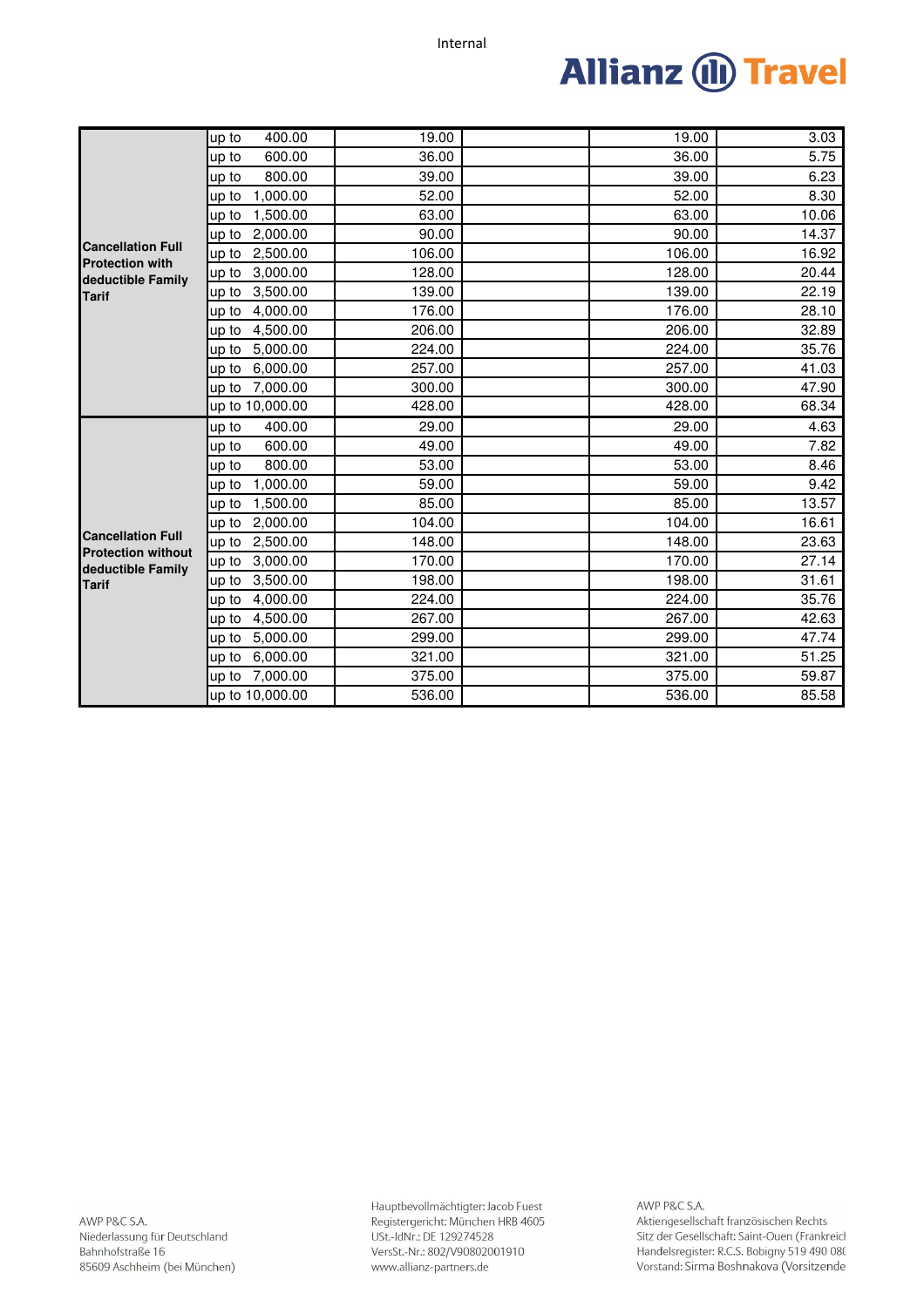| | | | | | |
|---|---|---|---|---|---|
| **Cancellation Full Protection with deductible Family Tarif** | up to 400.00 | 19.00 | | 19.00 | 3.03 |
| | up to 600.00 | 36.00 | | 36.00 | 5.75 |
| | up to 800.00 | 39.00 | | 39.00 | 6.23 |
| | up to 1,000.00 | 52.00 | | 52.00 | 8.30 |
| | up to 1,500.00 | 63.00 | | 63.00 | 10.06 |
| | up to 2,000.00 | 90.00 | | 90.00 | 14.37 |
| | up to 2,500.00 | 106.00 | | 106.00 | 16.92 |
| | up to 3,000.00 | 128.00 | | 128.00 | 20.44 |
| | up to 3,500.00 | 139.00 | | 139.00 | 22.19 |
| | up to 4,000.00 | 176.00 | | 176.00 | 28.10 |
| | up to 4,500.00 | 206.00 | | 206.00 | 32.89 |
| | up to 5,000.00 | 224.00 | | 224.00 | 35.76 |
| | up to 6,000.00 | 257.00 | | 257.00 | 41.03 |
| | up to 7,000.00 | 300.00 | | 300.00 | 47.90 |
| | up to 10,000.00 | 428.00 | | 428.00 | 68.34 |
| **Cancellation Full Protection without deductible Family Tarif** | up to 400.00 | 29.00 | | 29.00 | 4.63 |
| | up to 600.00 | 49.00 | | 49.00 | 7.82 |
| | up to 800.00 | 53.00 | | 53.00 | 8.46 |
| | up to 1,000.00 | 59.00 | | 59.00 | 9.42 |
| | up to 1,500.00 | 85.00 | | 85.00 | 13.57 |
| | up to 2,000.00 | 104.00 | | 104.00 | 16.61 |
| | up to 2,500.00 | 148.00 | | 148.00 | 23.63 |
| | up to 3,000.00 | 170.00 | | 170.00 | 27.14 |
| | up to 3,500.00 | 198.00 | | 198.00 | 31.61 |
| | up to 4,000.00 | 224.00 | | 224.00 | 35.76 |
| | up to 4,500.00 | 267.00 | | 267.00 | 42.63 |
| | up to 5,000.00 | 299.00 | | 299.00 | 47.74 |
| | up to 6,000.00 | 321.00 | | 321.00 | 51.25 |
| | up to 7,000.00 | 375.00 | | 375.00 | 59.87 |
| | up to 10,000.00 | 536.00 | | 536.00 | 85.58 |